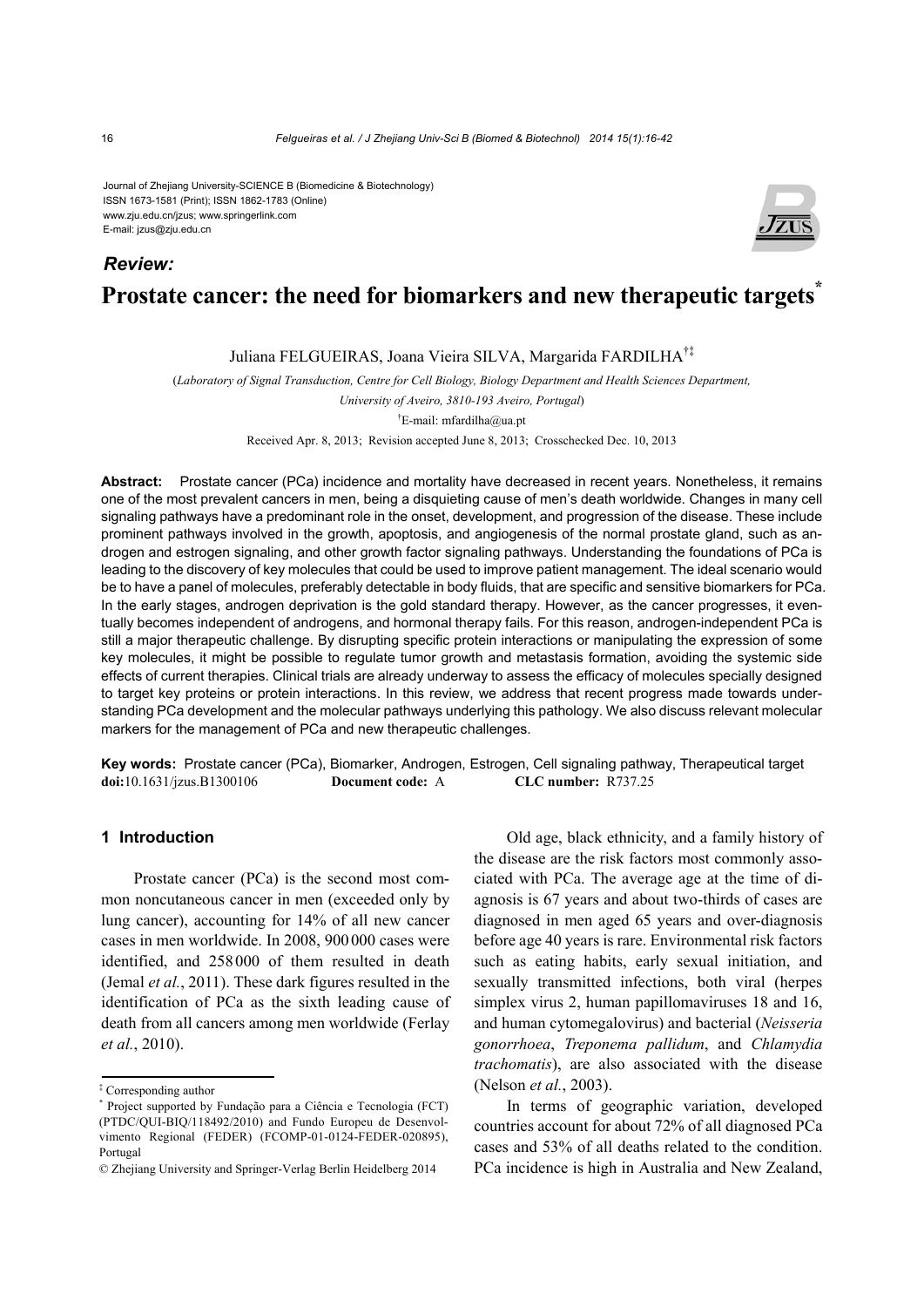Journal of Zhejiang University-SCIENCE B (Biomedicine & Biotechnology)
ISSN 1673-1581 (Print); ISSN 1862-1783 (Online)
www.zju.edu.cn/jzus; www.springerlink.com
E-mail: jzus@zju.edu.cn

***Review:***

# Prostate cancer: the need for biomarkers and new therapeutic targets*

Juliana FELGUEIRAS, Joana Vieira SILVA, Margarida FARDILHA[†‡]

(*Laboratory of Signal Transduction, Centre for Cell Biology, Biology Department and Health Sciences Department, University of Aveiro, 3810-193 Aveiro, Portugal*)

[†]E-mail: mfardilha@ua.pt

Received Apr. 8, 2013; Revision accepted June 8, 2013; Crosschecked Dec. 10, 2013

**Abstract:** Prostate cancer (PCa) incidence and mortality have decreased in recent years. Nonetheless, it remains one of the most prevalent cancers in men, being a disquieting cause of men's death worldwide. Changes in many cell signaling pathways have a predominant role in the onset, development, and progression of the disease. These include prominent pathways involved in the growth, apoptosis, and angiogenesis of the normal prostate gland, such as androgen and estrogen signaling, and other growth factor signaling pathways. Understanding the foundations of PCa is leading to the discovery of key molecules that could be used to improve patient management. The ideal scenario would be to have a panel of molecules, preferably detectable in body fluids, that are specific and sensitive biomarkers for PCa. In the early stages, androgen deprivation is the gold standard therapy. However, as the cancer progresses, it eventually becomes independent of androgens, and hormonal therapy fails. For this reason, androgen-independent PCa is still a major therapeutic challenge. By disrupting specific protein interactions or manipulating the expression of some key molecules, it might be possible to regulate tumor growth and metastasis formation, avoiding the systemic side effects of current therapies. Clinical trials are already underway to assess the efficacy of molecules specially designed to target key proteins or protein interactions. In this review, we address that recent progress made towards understanding PCa development and the molecular pathways underlying this pathology. We also discuss relevant molecular markers for the management of PCa and new therapeutic challenges.

**Key words:** Prostate cancer (PCa), Biomarker, Androgen, Estrogen, Cell signaling pathway, Therapeutical target
**doi:**10.1631/jzus.B1300106 **Document code:** A **CLC number:** R737.25

## 1 Introduction

Prostate cancer (PCa) is the second most common noncutaneous cancer in men (exceeded only by lung cancer), accounting for 14% of all new cancer cases in men worldwide. In 2008, 900 000 cases were identified, and 258 000 of them resulted in death (Jemal *et al.*, 2011). These dark figures resulted in the identification of PCa as the sixth leading cause of death from all cancers among men worldwide (Ferlay *et al.*, 2010).

Old age, black ethnicity, and a family history of the disease are the risk factors most commonly associated with PCa. The average age at the time of diagnosis is 67 years and about two-thirds of cases are diagnosed in men aged 65 years and over-diagnosis before age 40 years is rare. Environmental risk factors such as eating habits, early sexual initiation, and sexually transmitted infections, both viral (herpes simplex virus 2, human papillomaviruses 18 and 16, and human cytomegalovirus) and bacterial (*Neisseria gonorrhoea*, *Treponema pallidum*, and *Chlamydia trachomatis*), are also associated with the disease (Nelson *et al.*, 2003).

In terms of geographic variation, developed countries account for about 72% of all diagnosed PCa cases and 53% of all deaths related to the condition. PCa incidence is high in Australia and New Zealand,

---

‡ Corresponding author

\* Project supported by Fundação para a Ciência e Tecnologia (FCT) (PTDC/QUI-BIQ/118492/2010) and Fundo Europeu de Desenvolvimento Regional (FEDER) (FCOMP-01-0124-FEDER-020895), Portugal

© Zhejiang University and Springer-Verlag Berlin Heidelberg 2014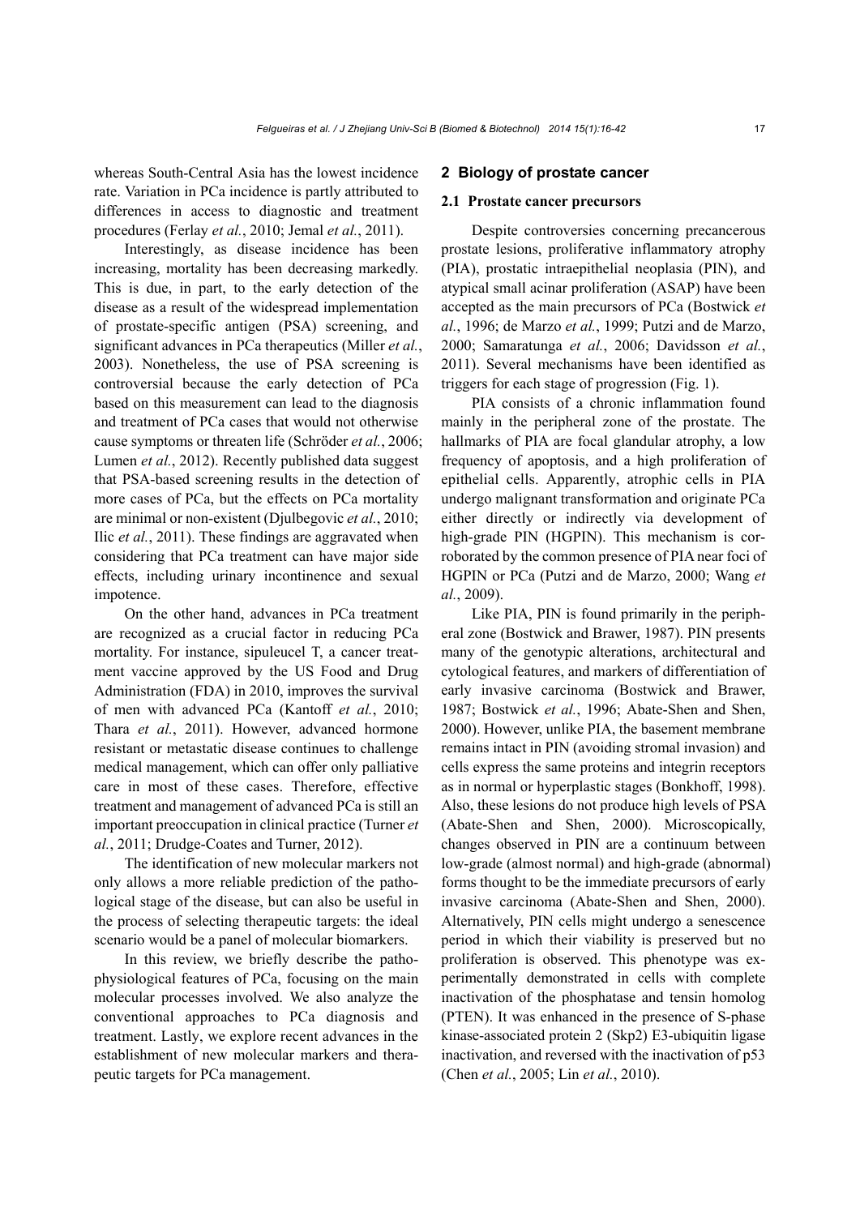whereas South-Central Asia has the lowest incidence rate. Variation in PCa incidence is partly attributed to differences in access to diagnostic and treatment procedures (Ferlay *et al.*, 2010; Jemal *et al.*, 2011).

Interestingly, as disease incidence has been increasing, mortality has been decreasing markedly. This is due, in part, to the early detection of the disease as a result of the widespread implementation of prostate-specific antigen (PSA) screening, and significant advances in PCa therapeutics (Miller *et al.*, 2003). Nonetheless, the use of PSA screening is controversial because the early detection of PCa based on this measurement can lead to the diagnosis and treatment of PCa cases that would not otherwise cause symptoms or threaten life (Schröder *et al.*, 2006; Lumen *et al.*, 2012). Recently published data suggest that PSA-based screening results in the detection of more cases of PCa, but the effects on PCa mortality are minimal or non-existent (Djulbegovic *et al.*, 2010; Ilic *et al.*, 2011). These findings are aggravated when considering that PCa treatment can have major side effects, including urinary incontinence and sexual impotence.

On the other hand, advances in PCa treatment are recognized as a crucial factor in reducing PCa mortality. For instance, sipuleucel T, a cancer treatment vaccine approved by the US Food and Drug Administration (FDA) in 2010, improves the survival of men with advanced PCa (Kantoff *et al.*, 2010; Thara *et al.*, 2011). However, advanced hormone resistant or metastatic disease continues to challenge medical management, which can offer only palliative care in most of these cases. Therefore, effective treatment and management of advanced PCa is still an important preoccupation in clinical practice (Turner *et al.*, 2011; Drudge-Coates and Turner, 2012).

The identification of new molecular markers not only allows a more reliable prediction of the pathological stage of the disease, but can also be useful in the process of selecting therapeutic targets: the ideal scenario would be a panel of molecular biomarkers.

In this review, we briefly describe the pathophysiological features of PCa, focusing on the main molecular processes involved. We also analyze the conventional approaches to PCa diagnosis and treatment. Lastly, we explore recent advances in the establishment of new molecular markers and therapeutic targets for PCa management.

## 2 Biology of prostate cancer

### 2.1 Prostate cancer precursors

Despite controversies concerning precancerous prostate lesions, proliferative inflammatory atrophy (PIA), prostatic intraepithelial neoplasia (PIN), and atypical small acinar proliferation (ASAP) have been accepted as the main precursors of PCa (Bostwick *et al.*, 1996; de Marzo *et al.*, 1999; Putzi and de Marzo, 2000; Samaratunga *et al.*, 2006; Davidsson *et al.*, 2011). Several mechanisms have been identified as triggers for each stage of progression (Fig. 1).

PIA consists of a chronic inflammation found mainly in the peripheral zone of the prostate. The hallmarks of PIA are focal glandular atrophy, a low frequency of apoptosis, and a high proliferation of epithelial cells. Apparently, atrophic cells in PIA undergo malignant transformation and originate PCa either directly or indirectly via development of high-grade PIN (HGPIN). This mechanism is corroborated by the common presence of PIA near foci of HGPIN or PCa (Putzi and de Marzo, 2000; Wang *et al.*, 2009).

Like PIA, PIN is found primarily in the peripheral zone (Bostwick and Brawer, 1987). PIN presents many of the genotypic alterations, architectural and cytological features, and markers of differentiation of early invasive carcinoma (Bostwick and Brawer, 1987; Bostwick *et al.*, 1996; Abate-Shen and Shen, 2000). However, unlike PIA, the basement membrane remains intact in PIN (avoiding stromal invasion) and cells express the same proteins and integrin receptors as in normal or hyperplastic stages (Bonkhoff, 1998). Also, these lesions do not produce high levels of PSA (Abate-Shen and Shen, 2000). Microscopically, changes observed in PIN are a continuum between low-grade (almost normal) and high-grade (abnormal) forms thought to be the immediate precursors of early invasive carcinoma (Abate-Shen and Shen, 2000). Alternatively, PIN cells might undergo a senescence period in which their viability is preserved but no proliferation is observed. This phenotype was experimentally demonstrated in cells with complete inactivation of the phosphatase and tensin homolog (PTEN). It was enhanced in the presence of S-phase kinase-associated protein 2 (Skp2) E3-ubiquitin ligase inactivation, and reversed with the inactivation of p53 (Chen *et al.*, 2005; Lin *et al.*, 2010).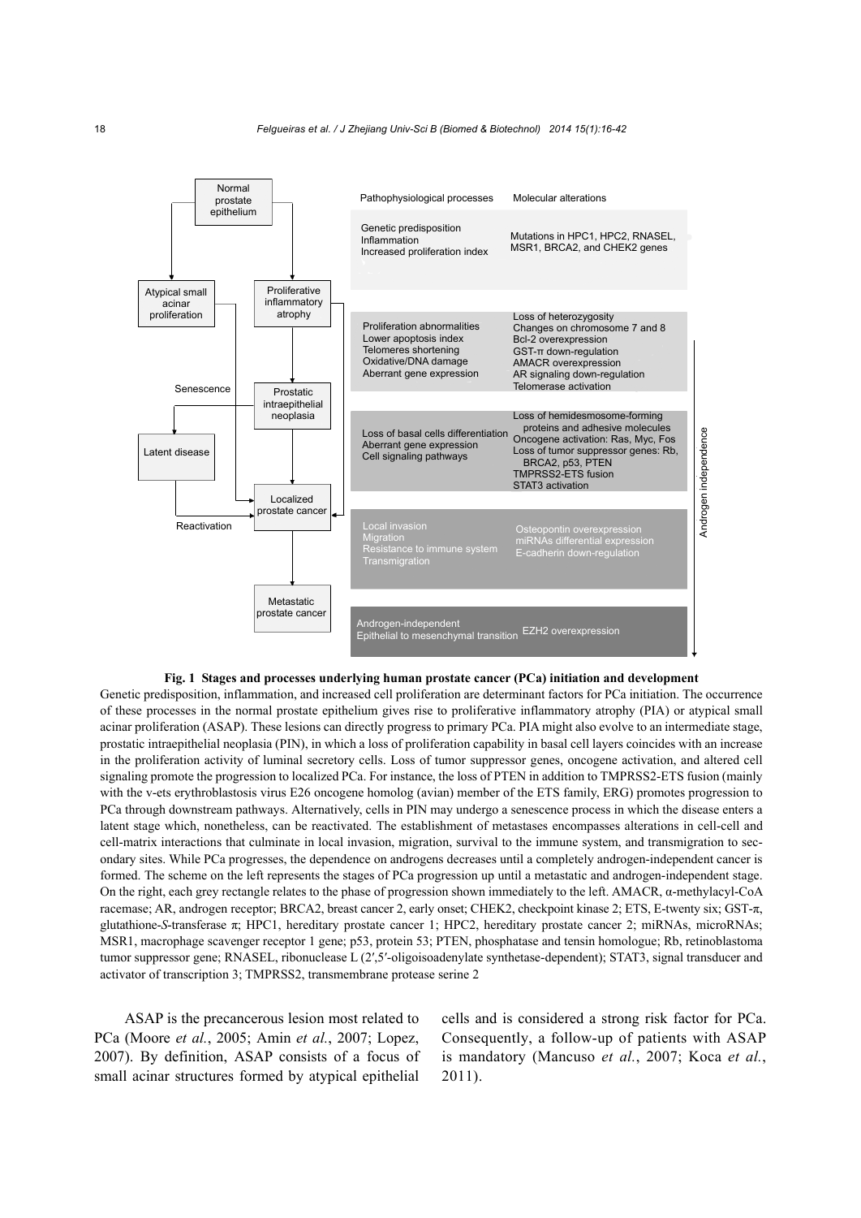| Pathophysiological processes | Molecular alterations |
| --- | --- |
| Genetic predisposition<br>Inflammation<br>Increased proliferation index | Mutations in HPC1, HPC2, RNASEL, MSR1, BRCA2, and CHEK2 genes |
| Proliferation abnormalities<br>Lower apoptosis index<br>Telomeres shortening<br>Oxidative/DNA damage<br>Aberrant gene expression | Loss of heterozygosity<br>Changes on chromosome 7 and 8<br>Bcl-2 overexpression<br>GST-π down-regulation<br>AMACR overexpression<br>AR signaling down-regulation<br>Telomerase activation |
| Loss of basal cells differentiation<br>Aberrant gene expression<br>Cell signaling pathways | Loss of hemidesmosome-forming proteins and adhesive molecules<br>Oncogene activation: Ras, Myc, Fos<br>Loss of tumor suppressor genes: Rb, BRCA2, p53, PTEN<br>TMPRSS2-ETS fusion<br>STAT3 activation |
| Local invasion<br>Migration<br>Resistance to immune system<br>Transmigration | Osteopontin overexpression<br>miRNAs differential expression<br>E-cadherin down-regulation |
| Androgen-independent<br>Epithelial to mesenchymal transition | EZH2 overexpression |

**Fig. 1 Stages and processes underlying human prostate cancer (PCa) initiation and development**

Genetic predisposition, inflammation, and increased cell proliferation are determinant factors for PCa initiation. The occurrence of these processes in the normal prostate epithelium gives rise to proliferative inflammatory atrophy (PIA) or atypical small acinar proliferation (ASAP). These lesions can directly progress to primary PCa. PIA might also evolve to an intermediate stage, prostatic intraepithelial neoplasia (PIN), in which a loss of proliferation capability in basal cell layers coincides with an increase in the proliferation activity of luminal secretory cells. Loss of tumor suppressor genes, oncogene activation, and altered cell signaling promote the progression to localized PCa. For instance, the loss of PTEN in addition to TMPRSS2-ETS fusion (mainly with the v-ets erythroblastosis virus E26 oncogene homolog (avian) member of the ETS family, ERG) promotes progression to PCa through downstream pathways. Alternatively, cells in PIN may undergo a senescence process in which the disease enters a latent stage which, nonetheless, can be reactivated. The establishment of metastases encompasses alterations in cell-cell and cell-matrix interactions that culminate in local invasion, migration, survival to the immune system, and transmigration to secondary sites. While PCa progresses, the dependence on androgens decreases until a completely androgen-independent cancer is formed. The scheme on the left represents the stages of PCa progression up until a metastatic and androgen-independent stage. On the right, each grey rectangle relates to the phase of progression shown immediately to the left. AMACR, α-methylacyl-CoA racemase; AR, androgen receptor; BRCA2, breast cancer 2, early onset; CHEK2, checkpoint kinase 2; ETS, E-twenty six; GST-π, glutathione-*S*-transferase π; HPC1, hereditary prostate cancer 1; HPC2, hereditary prostate cancer 2; miRNAs, microRNAs; MSR1, macrophage scavenger receptor 1 gene; p53, protein 53; PTEN, phosphatase and tensin homologue; Rb, retinoblastoma tumor suppressor gene; RNASEL, ribonuclease L (2′,5′-oligoisoadenylate synthetase-dependent); STAT3, signal transducer and activator of transcription 3; TMPRSS2, transmembrane protease serine 2

ASAP is the precancerous lesion most related to PCa (Moore *et al.*, 2005; Amin *et al.*, 2007; Lopez, 2007). By definition, ASAP consists of a focus of small acinar structures formed by atypical epithelial cells and is considered a strong risk factor for PCa. Consequently, a follow-up of patients with ASAP is mandatory (Mancuso *et al.*, 2007; Koca *et al.*, 2011).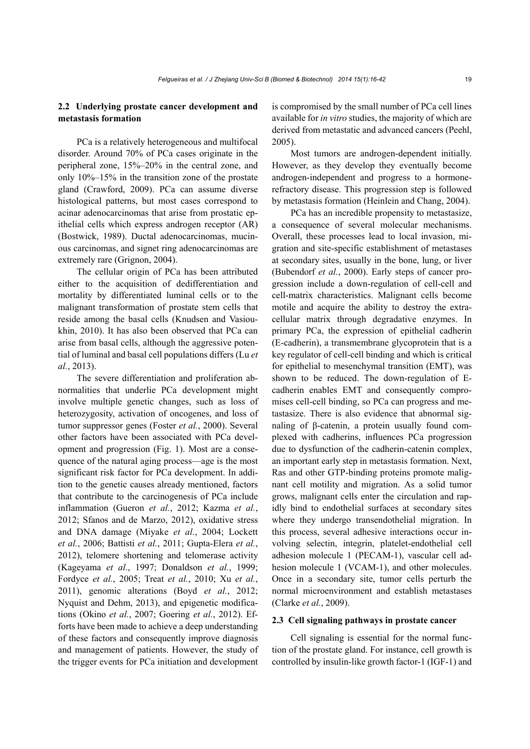### 2.2 Underlying prostate cancer development and metastasis formation

PCa is a relatively heterogeneous and multifocal disorder. Around 70% of PCa cases originate in the peripheral zone, 15%–20% in the central zone, and only 10%–15% in the transition zone of the prostate gland (Crawford, 2009). PCa can assume diverse histological patterns, but most cases correspond to acinar adenocarcinomas that arise from prostatic epithelial cells which express androgen receptor (AR) (Bostwick, 1989). Ductal adenocarcinomas, mucinous carcinomas, and signet ring adenocarcinomas are extremely rare (Grignon, 2004).

The cellular origin of PCa has been attributed either to the acquisition of dedifferentiation and mortality by differentiated luminal cells or to the malignant transformation of prostate stem cells that reside among the basal cells (Knudsen and Vasioukhin, 2010). It has also been observed that PCa can arise from basal cells, although the aggressive potential of luminal and basal cell populations differs (Lu *et al.*, 2013).

The severe differentiation and proliferation abnormalities that underlie PCa development might involve multiple genetic changes, such as loss of heterozygosity, activation of oncogenes, and loss of tumor suppressor genes (Foster *et al.*, 2000). Several other factors have been associated with PCa development and progression (Fig. 1). Most are a consequence of the natural aging process—age is the most significant risk factor for PCa development. In addition to the genetic causes already mentioned, factors that contribute to the carcinogenesis of PCa include inflammation (Gueron *et al.*, 2012; Kazma *et al.*, 2012; Sfanos and de Marzo, 2012), oxidative stress and DNA damage (Miyake *et al.*, 2004; Lockett *et al.*, 2006; Battisti *et al.*, 2011; Gupta-Elera *et al.*, 2012), telomere shortening and telomerase activity (Kageyama *et al.*, 1997; Donaldson *et al.*, 1999; Fordyce *et al.*, 2005; Treat *et al.*, 2010; Xu *et al.*, 2011), genomic alterations (Boyd *et al.*, 2012; Nyquist and Dehm, 2013), and epigenetic modifications (Okino *et al.*, 2007; Goering *et al.*, 2012). Efforts have been made to achieve a deep understanding of these factors and consequently improve diagnosis and management of patients. However, the study of the trigger events for PCa initiation and development is compromised by the small number of PCa cell lines available for *in vitro* studies, the majority of which are derived from metastatic and advanced cancers (Peehl, 2005).

Most tumors are androgen-dependent initially. However, as they develop they eventually become androgen-independent and progress to a hormone-refractory disease. This progression step is followed by metastasis formation (Heinlein and Chang, 2004).

PCa has an incredible propensity to metastasize, a consequence of several molecular mechanisms. Overall, these processes lead to local invasion, migration and site-specific establishment of metastases at secondary sites, usually in the bone, lung, or liver (Bubendorf *et al.*, 2000). Early steps of cancer progression include a down-regulation of cell-cell and cell-matrix characteristics. Malignant cells become motile and acquire the ability to destroy the extracellular matrix through degradative enzymes. In primary PCa, the expression of epithelial cadherin (E-cadherin), a transmembrane glycoprotein that is a key regulator of cell-cell binding and which is critical for epithelial to mesenchymal transition (EMT), was shown to be reduced. The down-regulation of E-cadherin enables EMT and consequently compromises cell-cell binding, so PCa can progress and metastasize. There is also evidence that abnormal signaling of β-catenin, a protein usually found complexed with cadherins, influences PCa progression due to dysfunction of the cadherin-catenin complex, an important early step in metastasis formation. Next, Ras and other GTP-binding proteins promote malignant cell motility and migration. As a solid tumor grows, malignant cells enter the circulation and rapidly bind to endothelial surfaces at secondary sites where they undergo transendothelial migration. In this process, several adhesive interactions occur involving selectin, integrin, platelet-endothelial cell adhesion molecule 1 (PECAM-1), vascular cell adhesion molecule 1 (VCAM-1), and other molecules. Once in a secondary site, tumor cells perturb the normal microenvironment and establish metastases (Clarke *et al.*, 2009).

### 2.3 Cell signaling pathways in prostate cancer

Cell signaling is essential for the normal function of the prostate gland. For instance, cell growth is controlled by insulin-like growth factor-1 (IGF-1) and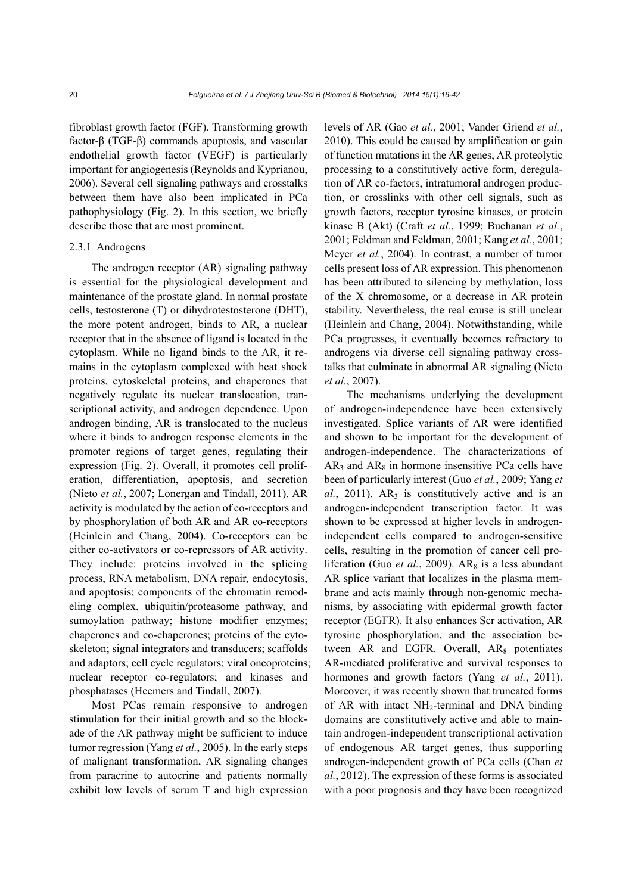fibroblast growth factor (FGF). Transforming growth factor-β (TGF-β) commands apoptosis, and vascular endothelial growth factor (VEGF) is particularly important for angiogenesis (Reynolds and Kyprianou, 2006). Several cell signaling pathways and crosstalks between them have also been implicated in PCa pathophysiology (Fig. 2). In this section, we briefly describe those that are most prominent.

#### 2.3.1 Androgens

The androgen receptor (AR) signaling pathway is essential for the physiological development and maintenance of the prostate gland. In normal prostate cells, testosterone (T) or dihydrotestosterone (DHT), the more potent androgen, binds to AR, a nuclear receptor that in the absence of ligand is located in the cytoplasm. While no ligand binds to the AR, it remains in the cytoplasm complexed with heat shock proteins, cytoskeletal proteins, and chaperones that negatively regulate its nuclear translocation, transcriptional activity, and androgen dependence. Upon androgen binding, AR is translocated to the nucleus where it binds to androgen response elements in the promoter regions of target genes, regulating their expression (Fig. 2). Overall, it promotes cell proliferation, differentiation, apoptosis, and secretion (Nieto *et al.*, 2007; Lonergan and Tindall, 2011). AR activity is modulated by the action of co-receptors and by phosphorylation of both AR and AR co-receptors (Heinlein and Chang, 2004). Co-receptors can be either co-activators or co-repressors of AR activity. They include: proteins involved in the splicing process, RNA metabolism, DNA repair, endocytosis, and apoptosis; components of the chromatin remodeling complex, ubiquitin/proteasome pathway, and sumoylation pathway; histone modifier enzymes; chaperones and co-chaperones; proteins of the cytoskeleton; signal integrators and transducers; scaffolds and adaptors; cell cycle regulators; viral oncoproteins; nuclear receptor co-regulators; and kinases and phosphatases (Heemers and Tindall, 2007).

Most PCas remain responsive to androgen stimulation for their initial growth and so the blockade of the AR pathway might be sufficient to induce tumor regression (Yang *et al.*, 2005). In the early steps of malignant transformation, AR signaling changes from paracrine to autocrine and patients normally exhibit low levels of serum T and high expression levels of AR (Gao *et al.*, 2001; Vander Griend *et al.*, 2010). This could be caused by amplification or gain of function mutations in the AR genes, AR proteolytic processing to a constitutively active form, deregulation of AR co-factors, intratumoral androgen production, or crosslinks with other cell signals, such as growth factors, receptor tyrosine kinases, or protein kinase B (Akt) (Craft *et al.*, 1999; Buchanan *et al.*, 2001; Feldman and Feldman, 2001; Kang *et al.*, 2001; Meyer *et al.*, 2004). In contrast, a number of tumor cells present loss of AR expression. This phenomenon has been attributed to silencing by methylation, loss of the X chromosome, or a decrease in AR protein stability. Nevertheless, the real cause is still unclear (Heinlein and Chang, 2004). Notwithstanding, while PCa progresses, it eventually becomes refractory to androgens via diverse cell signaling pathway crosstalks that culminate in abnormal AR signaling (Nieto *et al.*, 2007).

The mechanisms underlying the development of androgen-independence have been extensively investigated. Splice variants of AR were identified and shown to be important for the development of androgen-independence. The characterizations of $AR_3$ and $AR_8$ in hormone insensitive PCa cells have been of particularly interest (Guo *et al.*, 2009; Yang *et al.*, 2011). $AR_3$ is constitutively active and is an androgen-independent transcription factor. It was shown to be expressed at higher levels in androgen-independent cells compared to androgen-sensitive cells, resulting in the promotion of cancer cell proliferation (Guo *et al.*, 2009). $AR_8$ is a less abundant AR splice variant that localizes in the plasma membrane and acts mainly through non-genomic mechanisms, by associating with epidermal growth factor receptor (EGFR). It also enhances Scr activation, AR tyrosine phosphorylation, and the association between AR and EGFR. Overall, $AR_8$ potentiates AR-mediated proliferative and survival responses to hormones and growth factors (Yang *et al.*, 2011). Moreover, it was recently shown that truncated forms of AR with intact $NH_2$-terminal and DNA binding domains are constitutively active and able to maintain androgen-independent transcriptional activation of endogenous AR target genes, thus supporting androgen-independent growth of PCa cells (Chan *et al.*, 2012). The expression of these forms is associated with a poor prognosis and they have been recognized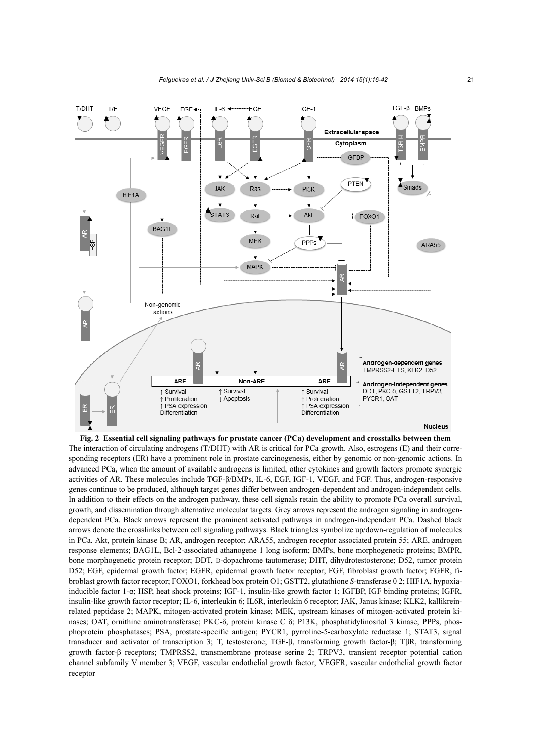**Fig. 2 Essential cell signaling pathways for prostate cancer (PCa) development and crosstalks between them**

The interaction of circulating androgens (T/DHT) with AR is critical for PCa growth. Also, estrogens (E) and their corresponding receptors (ER) have a prominent role in prostate carcinogenesis, either by genomic or non-genomic actions. In advanced PCa, when the amount of available androgens is limited, other cytokines and growth factors promote synergic activities of AR. These molecules include TGF-β/BMPs, IL-6, EGF, IGF-1, VEGF, and FGF. Thus, androgen-responsive genes continue to be produced, although target genes differ between androgen-dependent and androgen-independent cells. In addition to their effects on the androgen pathway, these cell signals retain the ability to promote PCa overall survival, growth, and dissemination through alternative molecular targets. Grey arrows represent the androgen signaling in androgen-dependent PCa. Black arrows represent the prominent activated pathways in androgen-independent PCa. Dashed black arrows denote the crosslinks between cell signaling pathways. Black triangles symbolize up/down-regulation of molecules in PCa. Akt, protein kinase B; AR, androgen receptor; ARA55, androgen receptor associated protein 55; ARE, androgen response elements; BAG1L, Bcl-2-associated athanogene 1 long isoform; BMPs, bone morphogenetic proteins; BMPR, bone morphogenetic protein receptor; DDT, D-dopachrome tautomerase; DHT, dihydrotestosterone; D52, tumor protein D52; EGF, epidermal growth factor; EGFR, epidermal growth factor receptor; FGF, fibroblast growth factor; FGFR, fibroblast growth factor receptor; FOXO1, forkhead box protein O1; GSTT2, glutathione *S*-transferase θ 2; HIF1A, hypoxia-inducible factor 1-α; HSP, heat shock proteins; IGF-1, insulin-like growth factor 1; IGFBP, IGF binding proteins; IGFR, insulin-like growth factor receptor; IL-6, interleukin 6; IL6R, interleukin 6 receptor; JAK, Janus kinase; KLK2, kallikrein-related peptidase 2; MAPK, mitogen-activated protein kinase; MEK, upstream kinases of mitogen-activated protein kinases; OAT, ornithine aminotransferase; PKC-δ, protein kinase C δ; P13K, phosphatidylinositol 3 kinase; PPPs, phosphoprotein phosphatases; PSA, prostate-specific antigen; PYCR1, pyrroline-5-carboxylate reductase 1; STAT3, signal transducer and activator of transcription 3; T, testosterone; TGF-β, transforming growth factor-β; TβR, transforming growth factor-β receptors; TMPRSS2, transmembrane protease serine 2; TRPV3, transient receptor potential cation channel subfamily V member 3; VEGF, vascular endothelial growth factor; VEGFR, vascular endothelial growth factor receptor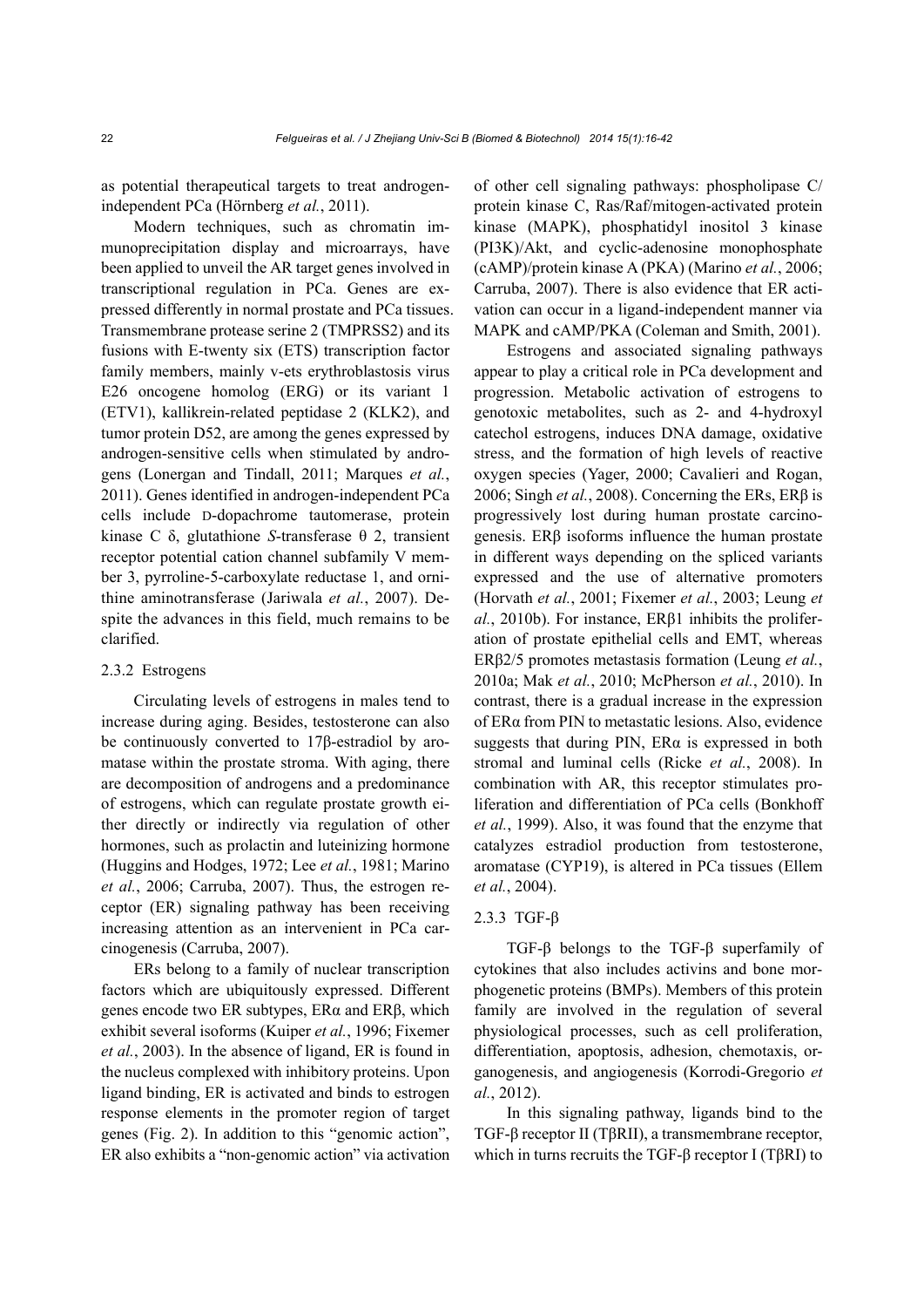as potential therapeutical targets to treat androgen-independent PCa (Hörnberg *et al.*, 2011).

Modern techniques, such as chromatin immunoprecipitation display and microarrays, have been applied to unveil the AR target genes involved in transcriptional regulation in PCa. Genes are expressed differently in normal prostate and PCa tissues. Transmembrane protease serine 2 (TMPRSS2) and its fusions with E-twenty six (ETS) transcription factor family members, mainly v-ets erythroblastosis virus E26 oncogene homolog (ERG) or its variant 1 (ETV1), kallikrein-related peptidase 2 (KLK2), and tumor protein D52, are among the genes expressed by androgen-sensitive cells when stimulated by androgens (Lonergan and Tindall, 2011; Marques *et al.*, 2011). Genes identified in androgen-independent PCa cells include D-dopachrome tautomerase, protein kinase C δ, glutathione *S*-transferase θ 2, transient receptor potential cation channel subfamily V member 3, pyrroline-5-carboxylate reductase 1, and ornithine aminotransferase (Jariwala *et al.*, 2007). Despite the advances in this field, much remains to be clarified.

#### 2.3.2 Estrogens

Circulating levels of estrogens in males tend to increase during aging. Besides, testosterone can also be continuously converted to 17β-estradiol by aromatase within the prostate stroma. With aging, there are decomposition of androgens and a predominance of estrogens, which can regulate prostate growth either directly or indirectly via regulation of other hormones, such as prolactin and luteinizing hormone (Huggins and Hodges, 1972; Lee *et al.*, 1981; Marino *et al.*, 2006; Carruba, 2007). Thus, the estrogen receptor (ER) signaling pathway has been receiving increasing attention as an intervenient in PCa carcinogenesis (Carruba, 2007).

ERs belong to a family of nuclear transcription factors which are ubiquitously expressed. Different genes encode two ER subtypes, ERα and ERβ, which exhibit several isoforms (Kuiper *et al.*, 1996; Fixemer *et al.*, 2003). In the absence of ligand, ER is found in the nucleus complexed with inhibitory proteins. Upon ligand binding, ER is activated and binds to estrogen response elements in the promoter region of target genes (Fig. 2). In addition to this "genomic action", ER also exhibits a "non-genomic action" via activation of other cell signaling pathways: phospholipase C/protein kinase C, Ras/Raf/mitogen-activated protein kinase (MAPK), phosphatidyl inositol 3 kinase (PI3K)/Akt, and cyclic-adenosine monophosphate (cAMP)/protein kinase A (PKA) (Marino *et al.*, 2006; Carruba, 2007). There is also evidence that ER activation can occur in a ligand-independent manner via MAPK and cAMP/PKA (Coleman and Smith, 2001).

Estrogens and associated signaling pathways appear to play a critical role in PCa development and progression. Metabolic activation of estrogens to genotoxic metabolites, such as 2- and 4-hydroxyl catechol estrogens, induces DNA damage, oxidative stress, and the formation of high levels of reactive oxygen species (Yager, 2000; Cavalieri and Rogan, 2006; Singh *et al.*, 2008). Concerning the ERs, ERβ is progressively lost during human prostate carcinogenesis. ERβ isoforms influence the human prostate in different ways depending on the spliced variants expressed and the use of alternative promoters (Horvath *et al.*, 2001; Fixemer *et al.*, 2003; Leung *et al.*, 2010b). For instance, ERβ1 inhibits the proliferation of prostate epithelial cells and EMT, whereas ERβ2/5 promotes metastasis formation (Leung *et al.*, 2010a; Mak *et al.*, 2010; McPherson *et al.*, 2010). In contrast, there is a gradual increase in the expression of ERα from PIN to metastatic lesions. Also, evidence suggests that during PIN, ERα is expressed in both stromal and luminal cells (Ricke *et al.*, 2008). In combination with AR, this receptor stimulates proliferation and differentiation of PCa cells (Bonkhoff *et al.*, 1999). Also, it was found that the enzyme that catalyzes estradiol production from testosterone, aromatase (CYP19), is altered in PCa tissues (Ellem *et al.*, 2004).

#### 2.3.3 TGF-β

TGF-β belongs to the TGF-β superfamily of cytokines that also includes activins and bone morphogenetic proteins (BMPs). Members of this protein family are involved in the regulation of several physiological processes, such as cell proliferation, differentiation, apoptosis, adhesion, chemotaxis, organogenesis, and angiogenesis (Korrodi-Gregorio *et al.*, 2012).

In this signaling pathway, ligands bind to the TGF-β receptor II (TβRII), a transmembrane receptor, which in turns recruits the TGF-β receptor I (TβRI) to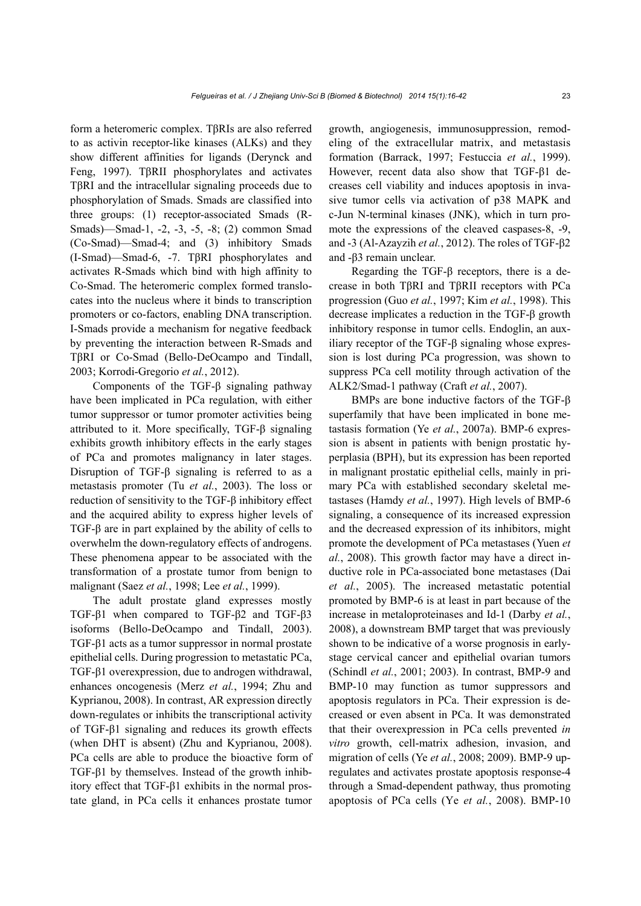form a heteromeric complex. TβRIs are also referred to as activin receptor-like kinases (ALKs) and they show different affinities for ligands (Derynck and Feng, 1997). TβRII phosphorylates and activates TβRI and the intracellular signaling proceeds due to phosphorylation of Smads. Smads are classified into three groups: (1) receptor-associated Smads (R-Smads)—Smad-1, -2, -3, -5, -8; (2) common Smad (Co-Smad)—Smad-4; and (3) inhibitory Smads (I-Smad)—Smad-6, -7. TβRI phosphorylates and activates R-Smads which bind with high affinity to Co-Smad. The heteromeric complex formed translocates into the nucleus where it binds to transcription promoters or co-factors, enabling DNA transcription. I-Smads provide a mechanism for negative feedback by preventing the interaction between R-Smads and TβRI or Co-Smad (Bello-DeOcampo and Tindall, 2003; Korrodi-Gregorio *et al.*, 2012).

Components of the TGF-β signaling pathway have been implicated in PCa regulation, with either tumor suppressor or tumor promoter activities being attributed to it. More specifically, TGF-β signaling exhibits growth inhibitory effects in the early stages of PCa and promotes malignancy in later stages. Disruption of TGF-β signaling is referred to as a metastasis promoter (Tu *et al.*, 2003). The loss or reduction of sensitivity to the TGF-β inhibitory effect and the acquired ability to express higher levels of TGF-β are in part explained by the ability of cells to overwhelm the down-regulatory effects of androgens. These phenomena appear to be associated with the transformation of a prostate tumor from benign to malignant (Saez *et al.*, 1998; Lee *et al.*, 1999).

The adult prostate gland expresses mostly TGF-β1 when compared to TGF-β2 and TGF-β3 isoforms (Bello-DeOcampo and Tindall, 2003). TGF-β1 acts as a tumor suppressor in normal prostate epithelial cells. During progression to metastatic PCa, TGF-β1 overexpression, due to androgen withdrawal, enhances oncogenesis (Merz *et al.*, 1994; Zhu and Kyprianou, 2008). In contrast, AR expression directly down-regulates or inhibits the transcriptional activity of TGF-β1 signaling and reduces its growth effects (when DHT is absent) (Zhu and Kyprianou, 2008). PCa cells are able to produce the bioactive form of TGF-β1 by themselves. Instead of the growth inhibitory effect that TGF-β1 exhibits in the normal prostate gland, in PCa cells it enhances prostate tumor growth, angiogenesis, immunosuppression, remodeling of the extracellular matrix, and metastasis formation (Barrack, 1997; Festuccia *et al.*, 1999). However, recent data also show that TGF-β1 decreases cell viability and induces apoptosis in invasive tumor cells via activation of p38 MAPK and c-Jun N-terminal kinases (JNK), which in turn promote the expressions of the cleaved caspases-8, -9, and -3 (Al-Azayzih *et al.*, 2012). The roles of TGF-β2 and -β3 remain unclear.

Regarding the TGF-β receptors, there is a decrease in both TβRI and TβRII receptors with PCa progression (Guo *et al.*, 1997; Kim *et al.*, 1998). This decrease implicates a reduction in the TGF-β growth inhibitory response in tumor cells. Endoglin, an auxiliary receptor of the TGF-β signaling whose expression is lost during PCa progression, was shown to suppress PCa cell motility through activation of the ALK2/Smad-1 pathway (Craft *et al.*, 2007).

BMPs are bone inductive factors of the TGF-β superfamily that have been implicated in bone metastasis formation (Ye *et al.*, 2007a). BMP-6 expression is absent in patients with benign prostatic hyperplasia (BPH), but its expression has been reported in malignant prostatic epithelial cells, mainly in primary PCa with established secondary skeletal metastases (Hamdy *et al.*, 1997). High levels of BMP-6 signaling, a consequence of its increased expression and the decreased expression of its inhibitors, might promote the development of PCa metastases (Yuen *et al.*, 2008). This growth factor may have a direct inductive role in PCa-associated bone metastases (Dai *et al.*, 2005). The increased metastatic potential promoted by BMP-6 is at least in part because of the increase in metaloproteinases and Id-1 (Darby *et al.*, 2008), a downstream BMP target that was previously shown to be indicative of a worse prognosis in early-stage cervical cancer and epithelial ovarian tumors (Schindl *et al.*, 2001; 2003). In contrast, BMP-9 and BMP-10 may function as tumor suppressors and apoptosis regulators in PCa. Their expression is decreased or even absent in PCa. It was demonstrated that their overexpression in PCa cells prevented *in vitro* growth, cell-matrix adhesion, invasion, and migration of cells (Ye *et al.*, 2008; 2009). BMP-9 up-regulates and activates prostate apoptosis response-4 through a Smad-dependent pathway, thus promoting apoptosis of PCa cells (Ye *et al.*, 2008). BMP-10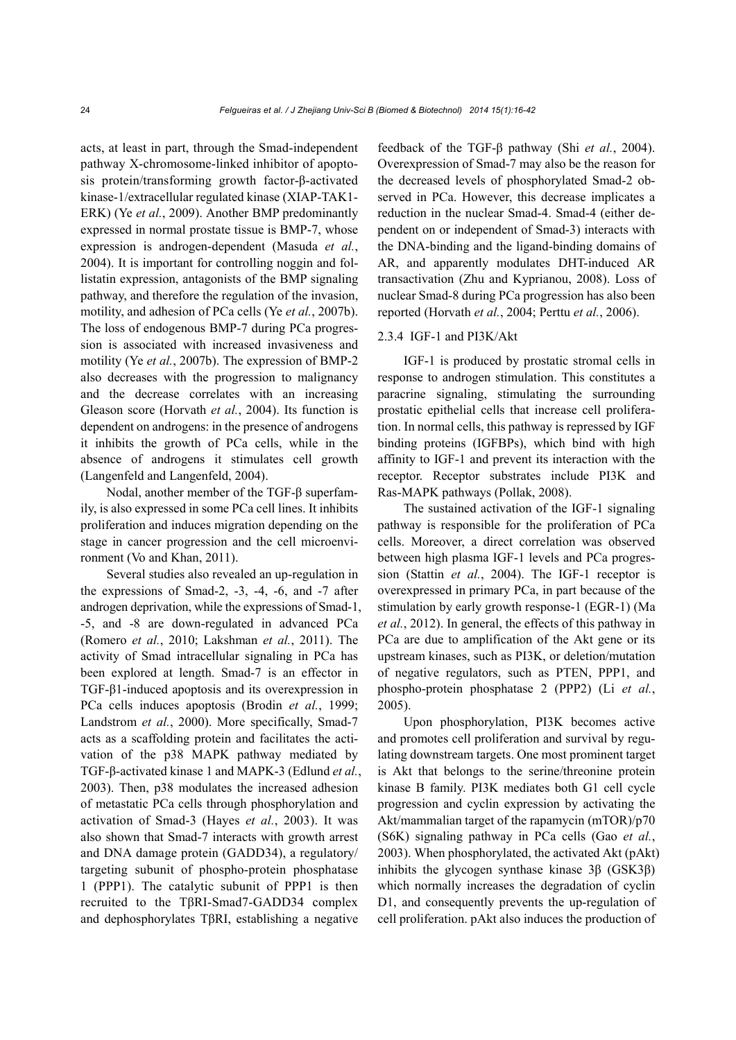acts, at least in part, through the Smad-independent pathway X-chromosome-linked inhibitor of apoptosis protein/transforming growth factor-β-activated kinase-1/extracellular regulated kinase (XIAP-TAK1-ERK) (Ye *et al.*, 2009). Another BMP predominantly expressed in normal prostate tissue is BMP-7, whose expression is androgen-dependent (Masuda *et al.*, 2004). It is important for controlling noggin and follistatin expression, antagonists of the BMP signaling pathway, and therefore the regulation of the invasion, motility, and adhesion of PCa cells (Ye *et al.*, 2007b). The loss of endogenous BMP-7 during PCa progression is associated with increased invasiveness and motility (Ye *et al.*, 2007b). The expression of BMP-2 also decreases with the progression to malignancy and the decrease correlates with an increasing Gleason score (Horvath *et al.*, 2004). Its function is dependent on androgens: in the presence of androgens it inhibits the growth of PCa cells, while in the absence of androgens it stimulates cell growth (Langenfeld and Langenfeld, 2004).

Nodal, another member of the TGF-β superfamily, is also expressed in some PCa cell lines. It inhibits proliferation and induces migration depending on the stage in cancer progression and the cell microenvironment (Vo and Khan, 2011).

Several studies also revealed an up-regulation in the expressions of Smad-2, -3, -4, -6, and -7 after androgen deprivation, while the expressions of Smad-1, -5, and -8 are down-regulated in advanced PCa (Romero *et al.*, 2010; Lakshman *et al.*, 2011). The activity of Smad intracellular signaling in PCa has been explored at length. Smad-7 is an effector in TGF-β1-induced apoptosis and its overexpression in PCa cells induces apoptosis (Brodin *et al.*, 1999; Landstrom *et al.*, 2000). More specifically, Smad-7 acts as a scaffolding protein and facilitates the activation of the p38 MAPK pathway mediated by TGF-β-activated kinase 1 and MAPK-3 (Edlund *et al.*, 2003). Then, p38 modulates the increased adhesion of metastatic PCa cells through phosphorylation and activation of Smad-3 (Hayes *et al.*, 2003). It was also shown that Smad-7 interacts with growth arrest and DNA damage protein (GADD34), a regulatory/targeting subunit of phospho-protein phosphatase 1 (PPP1). The catalytic subunit of PPP1 is then recruited to the TβRI-Smad7-GADD34 complex and dephosphorylates TβRI, establishing a negative feedback of the TGF-β pathway (Shi *et al.*, 2004). Overexpression of Smad-7 may also be the reason for the decreased levels of phosphorylated Smad-2 observed in PCa. However, this decrease implicates a reduction in the nuclear Smad-4. Smad-4 (either dependent on or independent of Smad-3) interacts with the DNA-binding and the ligand-binding domains of AR, and apparently modulates DHT-induced AR transactivation (Zhu and Kyprianou, 2008). Loss of nuclear Smad-8 during PCa progression has also been reported (Horvath *et al.*, 2004; Perttu *et al.*, 2006).

#### 2.3.4 IGF-1 and PI3K/Akt

IGF-1 is produced by prostatic stromal cells in response to androgen stimulation. This constitutes a paracrine signaling, stimulating the surrounding prostatic epithelial cells that increase cell proliferation. In normal cells, this pathway is repressed by IGF binding proteins (IGFBPs), which bind with high affinity to IGF-1 and prevent its interaction with the receptor. Receptor substrates include PI3K and Ras-MAPK pathways (Pollak, 2008).

The sustained activation of the IGF-1 signaling pathway is responsible for the proliferation of PCa cells. Moreover, a direct correlation was observed between high plasma IGF-1 levels and PCa progression (Stattin *et al.*, 2004). The IGF-1 receptor is overexpressed in primary PCa, in part because of the stimulation by early growth response-1 (EGR-1) (Ma *et al.*, 2012). In general, the effects of this pathway in PCa are due to amplification of the Akt gene or its upstream kinases, such as PI3K, or deletion/mutation of negative regulators, such as PTEN, PPP1, and phospho-protein phosphatase 2 (PPP2) (Li *et al.*, 2005).

Upon phosphorylation, PI3K becomes active and promotes cell proliferation and survival by regulating downstream targets. One most prominent target is Akt that belongs to the serine/threonine protein kinase B family. PI3K mediates both G1 cell cycle progression and cyclin expression by activating the Akt/mammalian target of the rapamycin (mTOR)/p70 (S6K) signaling pathway in PCa cells (Gao *et al.*, 2003). When phosphorylated, the activated Akt (pAkt) inhibits the glycogen synthase kinase 3β (GSK3β) which normally increases the degradation of cyclin D1, and consequently prevents the up-regulation of cell proliferation. pAkt also induces the production of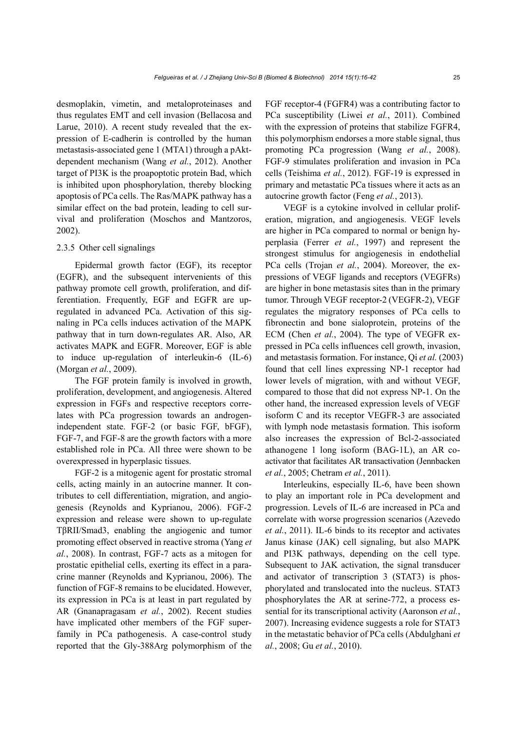desmoplakin, vimetin, and metaloproteinases and thus regulates EMT and cell invasion (Bellacosa and Larue, 2010). A recent study revealed that the expression of E-cadherin is controlled by the human metastasis-associated gene 1 (MTA1) through a pAkt-dependent mechanism (Wang *et al.*, 2012). Another target of PI3K is the proapoptotic protein Bad, which is inhibited upon phosphorylation, thereby blocking apoptosis of PCa cells. The Ras/MAPK pathway has a similar effect on the bad protein, leading to cell survival and proliferation (Moschos and Mantzoros, 2002).

#### 2.3.5 Other cell signalings

Epidermal growth factor (EGF), its receptor (EGFR), and the subsequent intervenients of this pathway promote cell growth, proliferation, and differentiation. Frequently, EGF and EGFR are up-regulated in advanced PCa. Activation of this signaling in PCa cells induces activation of the MAPK pathway that in turn down-regulates AR. Also, AR activates MAPK and EGFR. Moreover, EGF is able to induce up-regulation of interleukin-6 (IL-6) (Morgan *et al.*, 2009).

The FGF protein family is involved in growth, proliferation, development, and angiogenesis. Altered expression in FGFs and respective receptors correlates with PCa progression towards an androgen-independent state. FGF-2 (or basic FGF, bFGF), FGF-7, and FGF-8 are the growth factors with a more established role in PCa. All three were shown to be overexpressed in hyperplasic tissues.

FGF-2 is a mitogenic agent for prostatic stromal cells, acting mainly in an autocrine manner. It contributes to cell differentiation, migration, and angiogenesis (Reynolds and Kyprianou, 2006). FGF-2 expression and release were shown to up-regulate TβRII/Smad3, enabling the angiogenic and tumor promoting effect observed in reactive stroma (Yang *et al.*, 2008). In contrast, FGF-7 acts as a mitogen for prostatic epithelial cells, exerting its effect in a paracrine manner (Reynolds and Kyprianou, 2006). The function of FGF-8 remains to be elucidated. However, its expression in PCa is at least in part regulated by AR (Gnanapragasam *et al.*, 2002). Recent studies have implicated other members of the FGF superfamily in PCa pathogenesis. A case-control study reported that the Gly-388Arg polymorphism of the FGF receptor-4 (FGFR4) was a contributing factor to PCa susceptibility (Liwei *et al.*, 2011). Combined with the expression of proteins that stabilize FGFR4, this polymorphism endorses a more stable signal, thus promoting PCa progression (Wang *et al.*, 2008). FGF-9 stimulates proliferation and invasion in PCa cells (Teishima *et al.*, 2012). FGF-19 is expressed in primary and metastatic PCa tissues where it acts as an autocrine growth factor (Feng *et al.*, 2013).

VEGF is a cytokine involved in cellular proliferation, migration, and angiogenesis. VEGF levels are higher in PCa compared to normal or benign hyperplasia (Ferrer *et al.*, 1997) and represent the strongest stimulus for angiogenesis in endothelial PCa cells (Trojan *et al.*, 2004). Moreover, the expressions of VEGF ligands and receptors (VEGFRs) are higher in bone metastasis sites than in the primary tumor. Through VEGF receptor-2 (VEGFR-2), VEGF regulates the migratory responses of PCa cells to fibronectin and bone sialoprotein, proteins of the ECM (Chen *et al.*, 2004). The type of VEGFR expressed in PCa cells influences cell growth, invasion, and metastasis formation. For instance, Qi *et al.* (2003) found that cell lines expressing NP-1 receptor had lower levels of migration, with and without VEGF, compared to those that did not express NP-1. On the other hand, the increased expression levels of VEGF isoform C and its receptor VEGFR-3 are associated with lymph node metastasis formation. This isoform also increases the expression of Bcl-2-associated athanogene 1 long isoform (BAG-1L), an AR co-activator that facilitates AR transactivation (Jennbacken *et al.*, 2005; Chetram *et al.*, 2011).

Interleukins, especially IL-6, have been shown to play an important role in PCa development and progression. Levels of IL-6 are increased in PCa and correlate with worse progression scenarios (Azevedo *et al.*, 2011). IL-6 binds to its receptor and activates Janus kinase (JAK) cell signaling, but also MAPK and PI3K pathways, depending on the cell type. Subsequent to JAK activation, the signal transducer and activator of transcription 3 (STAT3) is phosphorylated and translocated into the nucleus. STAT3 phosphorylates the AR at serine-772, a process essential for its transcriptional activity (Aaronson *et al.*, 2007). Increasing evidence suggests a role for STAT3 in the metastatic behavior of PCa cells (Abdulghani *et al.*, 2008; Gu *et al.*, 2010).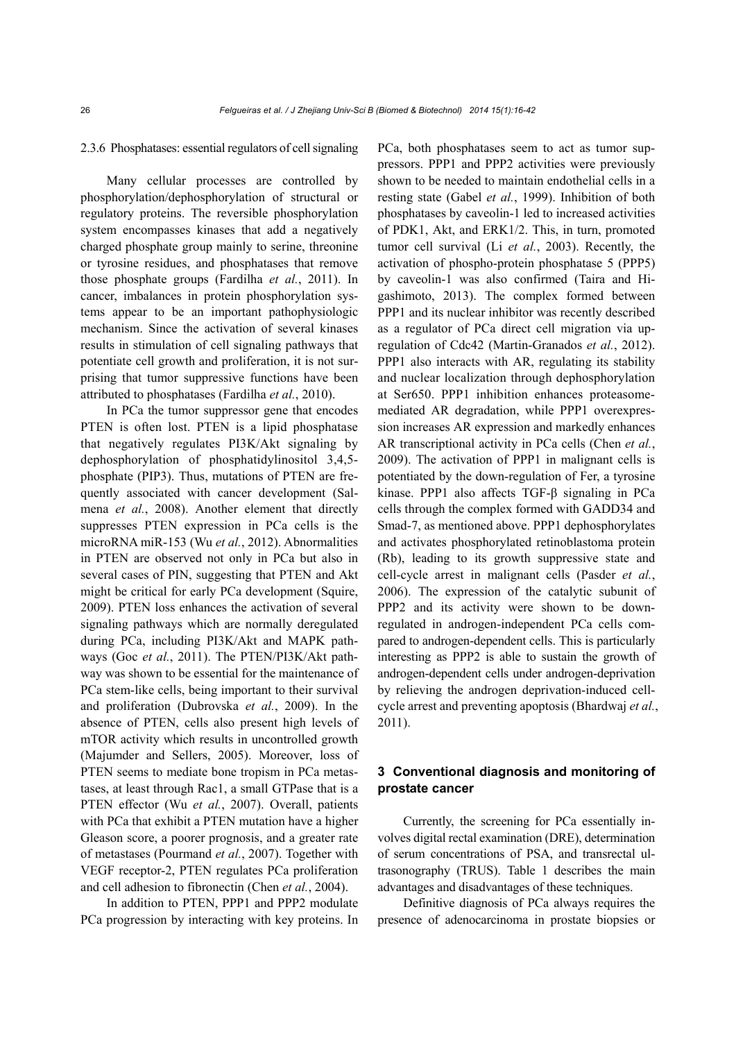### 2.3.6 Phosphatases: essential regulators of cell signaling

Many cellular processes are controlled by phosphorylation/dephosphorylation of structural or regulatory proteins. The reversible phosphorylation system encompasses kinases that add a negatively charged phosphate group mainly to serine, threonine or tyrosine residues, and phosphatases that remove those phosphate groups (Fardilha *et al.*, 2011). In cancer, imbalances in protein phosphorylation systems appear to be an important pathophysiologic mechanism. Since the activation of several kinases results in stimulation of cell signaling pathways that potentiate cell growth and proliferation, it is not surprising that tumor suppressive functions have been attributed to phosphatases (Fardilha *et al.*, 2010).

In PCa the tumor suppressor gene that encodes PTEN is often lost. PTEN is a lipid phosphatase that negatively regulates PI3K/Akt signaling by dephosphorylation of phosphatidylinositol 3,4,5-phosphate (PIP3). Thus, mutations of PTEN are frequently associated with cancer development (Salmena *et al.*, 2008). Another element that directly suppresses PTEN expression in PCa cells is the microRNA miR-153 (Wu *et al.*, 2012). Abnormalities in PTEN are observed not only in PCa but also in several cases of PIN, suggesting that PTEN and Akt might be critical for early PCa development (Squire, 2009). PTEN loss enhances the activation of several signaling pathways which are normally deregulated during PCa, including PI3K/Akt and MAPK pathways (Goc *et al.*, 2011). The PTEN/PI3K/Akt pathway was shown to be essential for the maintenance of PCa stem-like cells, being important to their survival and proliferation (Dubrovska *et al.*, 2009). In the absence of PTEN, cells also present high levels of mTOR activity which results in uncontrolled growth (Majumder and Sellers, 2005). Moreover, loss of PTEN seems to mediate bone tropism in PCa metastases, at least through Rac1, a small GTPase that is a PTEN effector (Wu *et al.*, 2007). Overall, patients with PCa that exhibit a PTEN mutation have a higher Gleason score, a poorer prognosis, and a greater rate of metastases (Pourmand *et al.*, 2007). Together with VEGF receptor-2, PTEN regulates PCa proliferation and cell adhesion to fibronectin (Chen *et al.*, 2004).

In addition to PTEN, PPP1 and PPP2 modulate PCa progression by interacting with key proteins. In PCa, both phosphatases seem to act as tumor suppressors. PPP1 and PPP2 activities were previously shown to be needed to maintain endothelial cells in a resting state (Gabel *et al.*, 1999). Inhibition of both phosphatases by caveolin-1 led to increased activities of PDK1, Akt, and ERK1/2. This, in turn, promoted tumor cell survival (Li *et al.*, 2003). Recently, the activation of phospho-protein phosphatase 5 (PPP5) by caveolin-1 was also confirmed (Taira and Higashimoto, 2013). The complex formed between PPP1 and its nuclear inhibitor was recently described as a regulator of PCa direct cell migration via up-regulation of Cdc42 (Martin-Granados *et al.*, 2012). PPP1 also interacts with AR, regulating its stability and nuclear localization through dephosphorylation at Ser650. PPP1 inhibition enhances proteasome-mediated AR degradation, while PPP1 overexpression increases AR expression and markedly enhances AR transcriptional activity in PCa cells (Chen *et al.*, 2009). The activation of PPP1 in malignant cells is potentiated by the down-regulation of Fer, a tyrosine kinase. PPP1 also affects TGF-β signaling in PCa cells through the complex formed with GADD34 and Smad-7, as mentioned above. PPP1 dephosphorylates and activates phosphorylated retinoblastoma protein (Rb), leading to its growth suppressive state and cell-cycle arrest in malignant cells (Pasder *et al.*, 2006). The expression of the catalytic subunit of PPP2 and its activity were shown to be down-regulated in androgen-independent PCa cells compared to androgen-dependent cells. This is particularly interesting as PPP2 is able to sustain the growth of androgen-dependent cells under androgen-deprivation by relieving the androgen deprivation-induced cell-cycle arrest and preventing apoptosis (Bhardwaj *et al.*, 2011).

## 3 Conventional diagnosis and monitoring of prostate cancer

Currently, the screening for PCa essentially involves digital rectal examination (DRE), determination of serum concentrations of PSA, and transrectal ultrasonography (TRUS). Table 1 describes the main advantages and disadvantages of these techniques.

Definitive diagnosis of PCa always requires the presence of adenocarcinoma in prostate biopsies or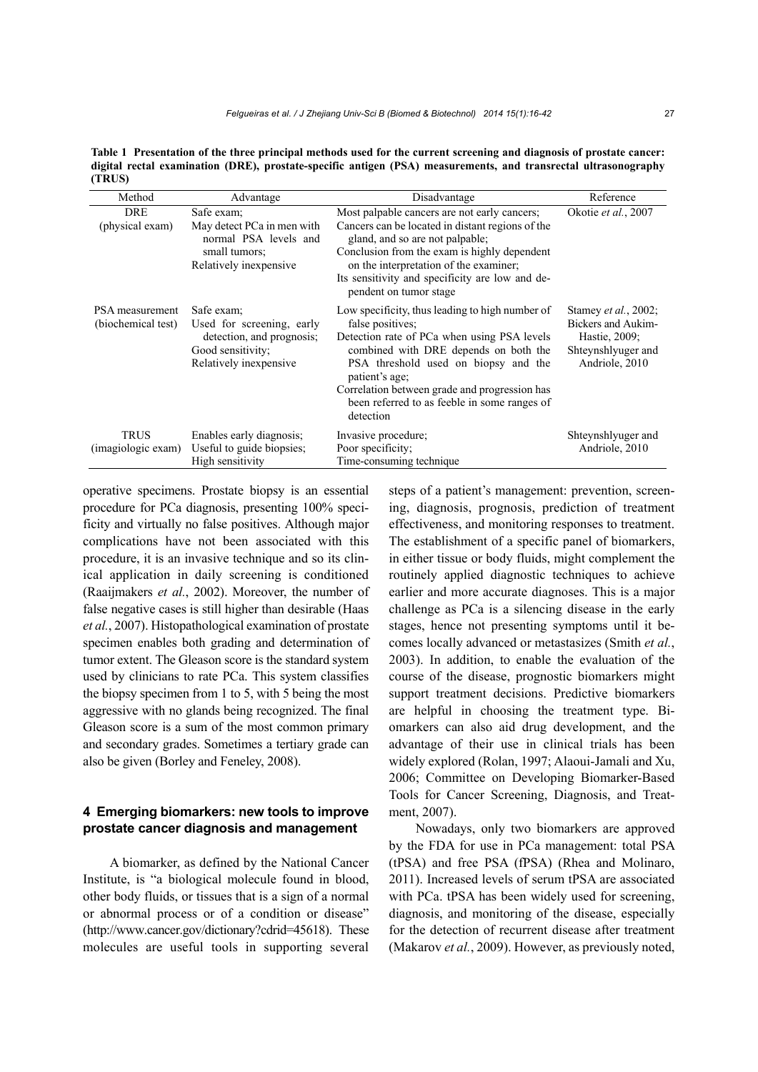**Table 1 Presentation of the three principal methods used for the current screening and diagnosis of prostate cancer: digital rectal examination (DRE), prostate-specific antigen (PSA) measurements, and transrectal ultrasonography (TRUS)**

| Method | Advantage | Disadvantage | Reference |
|---|---|---|---|
| DRE (physical exam) | Safe exam; May detect PCa in men with normal PSA levels and small tumors; Relatively inexpensive | Most palpable cancers are not early cancers; Cancers can be located in distant regions of the gland, and so are not palpable; Conclusion from the exam is highly dependent on the interpretation of the examiner; Its sensitivity and specificity are low and dependent on tumor stage | Okotie *et al.*, 2007 |
| PSA measurement (biochemical test) | Safe exam; Used for screening, early detection, and prognosis; Good sensitivity; Relatively inexpensive | Low specificity, thus leading to high number of false positives; Detection rate of PCa when using PSA levels combined with DRE depends on both the PSA threshold used on biopsy and the patient's age; Correlation between grade and progression has been referred to as feeble in some ranges of detection | Stamey *et al.*, 2002; Bickers and Aukim-Hastie, 2009; Shteynshlyuger and Andriole, 2010 |
| TRUS (imagiologic exam) | Enables early diagnosis; Useful to guide biopsies; High sensitivity | Invasive procedure; Poor specificity; Time-consuming technique | Shteynshlyuger and Andriole, 2010 |

operative specimens. Prostate biopsy is an essential procedure for PCa diagnosis, presenting 100% specificity and virtually no false positives. Although major complications have not been associated with this procedure, it is an invasive technique and so its clinical application in daily screening is conditioned (Raaijmakers *et al.*, 2002). Moreover, the number of false negative cases is still higher than desirable (Haas *et al.*, 2007). Histopathological examination of prostate specimen enables both grading and determination of tumor extent. The Gleason score is the standard system used by clinicians to rate PCa. This system classifies the biopsy specimen from 1 to 5, with 5 being the most aggressive with no glands being recognized. The final Gleason score is a sum of the most common primary and secondary grades. Sometimes a tertiary grade can also be given (Borley and Feneley, 2008).

## 4 Emerging biomarkers: new tools to improve prostate cancer diagnosis and management

A biomarker, as defined by the National Cancer Institute, is "a biological molecule found in blood, other body fluids, or tissues that is a sign of a normal or abnormal process or of a condition or disease" (http://www.cancer.gov/dictionary?cdrid=45618). These molecules are useful tools in supporting several steps of a patient's management: prevention, screening, diagnosis, prognosis, prediction of treatment effectiveness, and monitoring responses to treatment. The establishment of a specific panel of biomarkers, in either tissue or body fluids, might complement the routinely applied diagnostic techniques to achieve earlier and more accurate diagnoses. This is a major challenge as PCa is a silencing disease in the early stages, hence not presenting symptoms until it becomes locally advanced or metastasizes (Smith *et al.*, 2003). In addition, to enable the evaluation of the course of the disease, prognostic biomarkers might support treatment decisions. Predictive biomarkers are helpful in choosing the treatment type. Biomarkers can also aid drug development, and the advantage of their use in clinical trials has been widely explored (Rolan, 1997; Alaoui-Jamali and Xu, 2006; Committee on Developing Biomarker-Based Tools for Cancer Screening, Diagnosis, and Treatment, 2007).

Nowadays, only two biomarkers are approved by the FDA for use in PCa management: total PSA (tPSA) and free PSA (fPSA) (Rhea and Molinaro, 2011). Increased levels of serum tPSA are associated with PCa. tPSA has been widely used for screening, diagnosis, and monitoring of the disease, especially for the detection of recurrent disease after treatment (Makarov *et al.*, 2009). However, as previously noted,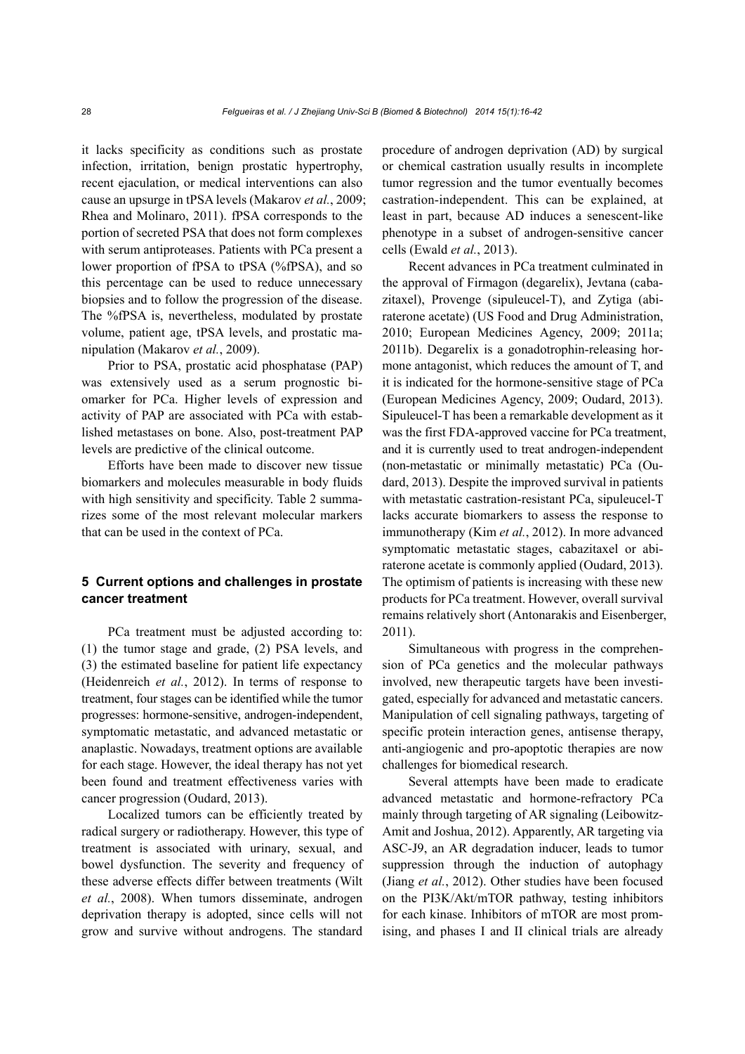it lacks specificity as conditions such as prostate infection, irritation, benign prostatic hypertrophy, recent ejaculation, or medical interventions can also cause an upsurge in tPSA levels (Makarov *et al.*, 2009; Rhea and Molinaro, 2011). fPSA corresponds to the portion of secreted PSA that does not form complexes with serum antiproteases. Patients with PCa present a lower proportion of fPSA to tPSA (%fPSA), and so this percentage can be used to reduce unnecessary biopsies and to follow the progression of the disease. The %fPSA is, nevertheless, modulated by prostate volume, patient age, tPSA levels, and prostatic manipulation (Makarov *et al.*, 2009).

Prior to PSA, prostatic acid phosphatase (PAP) was extensively used as a serum prognostic biomarker for PCa. Higher levels of expression and activity of PAP are associated with PCa with established metastases on bone. Also, post-treatment PAP levels are predictive of the clinical outcome.

Efforts have been made to discover new tissue biomarkers and molecules measurable in body fluids with high sensitivity and specificity. Table 2 summarizes some of the most relevant molecular markers that can be used in the context of PCa.

## 5 Current options and challenges in prostate cancer treatment

PCa treatment must be adjusted according to: (1) the tumor stage and grade, (2) PSA levels, and (3) the estimated baseline for patient life expectancy (Heidenreich *et al.*, 2012). In terms of response to treatment, four stages can be identified while the tumor progresses: hormone-sensitive, androgen-independent, symptomatic metastatic, and advanced metastatic or anaplastic. Nowadays, treatment options are available for each stage. However, the ideal therapy has not yet been found and treatment effectiveness varies with cancer progression (Oudard, 2013).

Localized tumors can be efficiently treated by radical surgery or radiotherapy. However, this type of treatment is associated with urinary, sexual, and bowel dysfunction. The severity and frequency of these adverse effects differ between treatments (Wilt *et al.*, 2008). When tumors disseminate, androgen deprivation therapy is adopted, since cells will not grow and survive without androgens. The standard procedure of androgen deprivation (AD) by surgical or chemical castration usually results in incomplete tumor regression and the tumor eventually becomes castration-independent. This can be explained, at least in part, because AD induces a senescent-like phenotype in a subset of androgen-sensitive cancer cells (Ewald *et al.*, 2013).

Recent advances in PCa treatment culminated in the approval of Firmagon (degarelix), Jevtana (cabazitaxel), Provenge (sipuleucel-T), and Zytiga (abiraterone acetate) (US Food and Drug Administration, 2010; European Medicines Agency, 2009; 2011a; 2011b). Degarelix is a gonadotrophin-releasing hormone antagonist, which reduces the amount of T, and it is indicated for the hormone-sensitive stage of PCa (European Medicines Agency, 2009; Oudard, 2013). Sipuleucel-T has been a remarkable development as it was the first FDA-approved vaccine for PCa treatment, and it is currently used to treat androgen-independent (non-metastatic or minimally metastatic) PCa (Oudard, 2013). Despite the improved survival in patients with metastatic castration-resistant PCa, sipuleucel-T lacks accurate biomarkers to assess the response to immunotherapy (Kim *et al.*, 2012). In more advanced symptomatic metastatic stages, cabazitaxel or abiraterone acetate is commonly applied (Oudard, 2013). The optimism of patients is increasing with these new products for PCa treatment. However, overall survival remains relatively short (Antonarakis and Eisenberger, 2011).

Simultaneous with progress in the comprehension of PCa genetics and the molecular pathways involved, new therapeutic targets have been investigated, especially for advanced and metastatic cancers. Manipulation of cell signaling pathways, targeting of specific protein interaction genes, antisense therapy, anti-angiogenic and pro-apoptotic therapies are now challenges for biomedical research.

Several attempts have been made to eradicate advanced metastatic and hormone-refractory PCa mainly through targeting of AR signaling (Leibowitz-Amit and Joshua, 2012). Apparently, AR targeting via ASC-J9, an AR degradation inducer, leads to tumor suppression through the induction of autophagy (Jiang *et al.*, 2012). Other studies have been focused on the PI3K/Akt/mTOR pathway, testing inhibitors for each kinase. Inhibitors of mTOR are most promising, and phases I and II clinical trials are already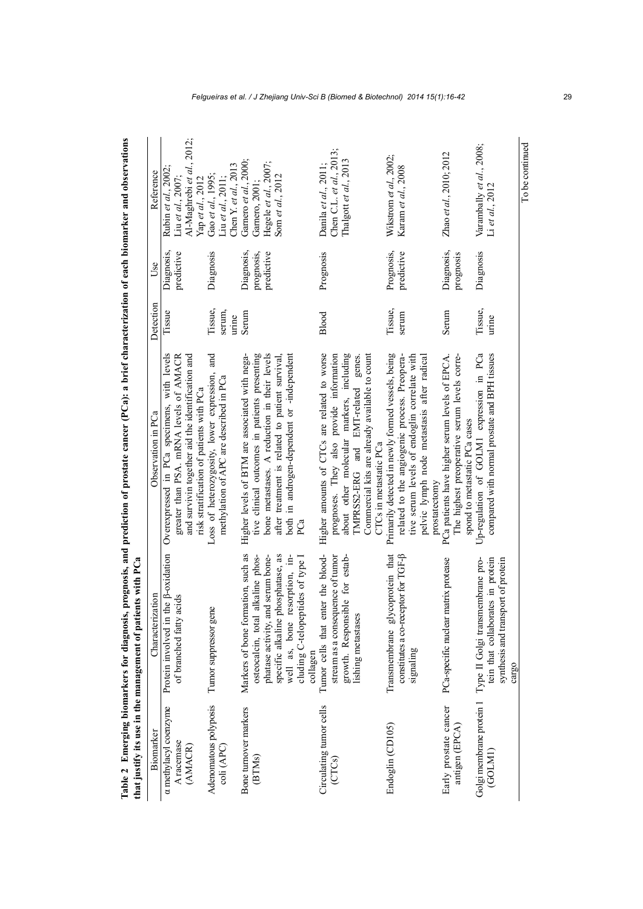**Table 2 Emerging biomarkers for diagnosis, prognosis, and prediction of prostate cancer (PCa): a brief characterization of each biomarker and observations that justify its use in the management of patients with PCa**

| Biomarker | Characterization | Observation in PCa | Detection | Use | Reference |
|---|---|---|---|---|---|
| α methylacyl coenzyme A racemase (AMACR) | Protein involved in the β-oxidation of branched fatty acids | Overexpressed in PCa specimens, with levels greater than PSA. mRNA levels of AMACR and survivin together aid the identification and risk stratification of patients with PCa | Tissue | Diagnosis, predictive | Rubin *et al*., 2002; Liu *et al*., 2007; Al-Maghrebi *et al*., 2012; Yap *et al*., 2012 |
| Adenomatous polyposis coli (APC) | Tumor suppressor gene | Loss of heterozygosity, lower expression, and methylation of APC are described in PCa | Tissue, serum, urine | Diagnosis | Gao *et al*., 1995; Liu *et al*., 2011; Chen Y. *et al*., 2013 |
| Bone turnover markers (BTMs) | Markers of bone formation, such as osteocalcin, total alkaline phosphatase activity, and serum bone-specific alkaline phosphatase, as well as, bone resorption, including C-telopeptides of type I collagen | Higher levels of BTM are associated with negative clinical outcomes in patients presenting bone metastases. A reduction in their levels after treatment is related to patient survival, both in androgen-dependent or -independent PCa | Serum | Diagnosis, prognosis, predictive | Garnero *et al*., 2000; Garnero, 2001; Hegele *et al*., 2007; Som *et al*., 2012 |
| Circulating tumor cells (CTCs) | Tumor cells that enter the bloodstream as a consequence of tumor growth. Responsible for establishing metastases | Higher amounts of CTCs are related to worse prognoses. They also provide information about other molecular markers, including TMPRSS2-ERG and EMT-related genes. Commercial kits are already available to count CTCs in metastatic PCa | Blood | Prognosis | Danila *et al*., 2011; Chen C.L. *et al*., 2013; Thalgott *et al*., 2013 |
| Endoglin (CD105) | Transmembrane glycoprotein that constitutes a co-receptor for TGF-β signaling | Primarily detected in newly formed vessels, being related to the angiogenic process. Preoperative serum levels of endoglin correlate with pelvic lymph node metastasis after radical prostatectomy | Tissue, serum | Prognosis, predictive | Wikstrom *et al*., 2002; Karam *et al*., 2008 |
| Early prostate cancer antigen (EPCA) | PCa-specific nuclear matrix protease | PCa patients have higher serum levels of EPCA. The highest preoperative serum levels correspond to metastatic PCa cases | Serum | Diagnosis, prognosis | Zhao *et al*., 2010; 2012 |
| Golgi membrane protein 1 (GOLM1) | Type II Golgi transmembrane protein that collaborates in protein synthesis and transport of protein cargo | Up-regulation of GOLM1 expression in PCa compared with normal prostate and BPH tissues | Tissue, urine | Diagnosis | Varambally *et al*., 2008; Li *et al*., 2012 |

To be continued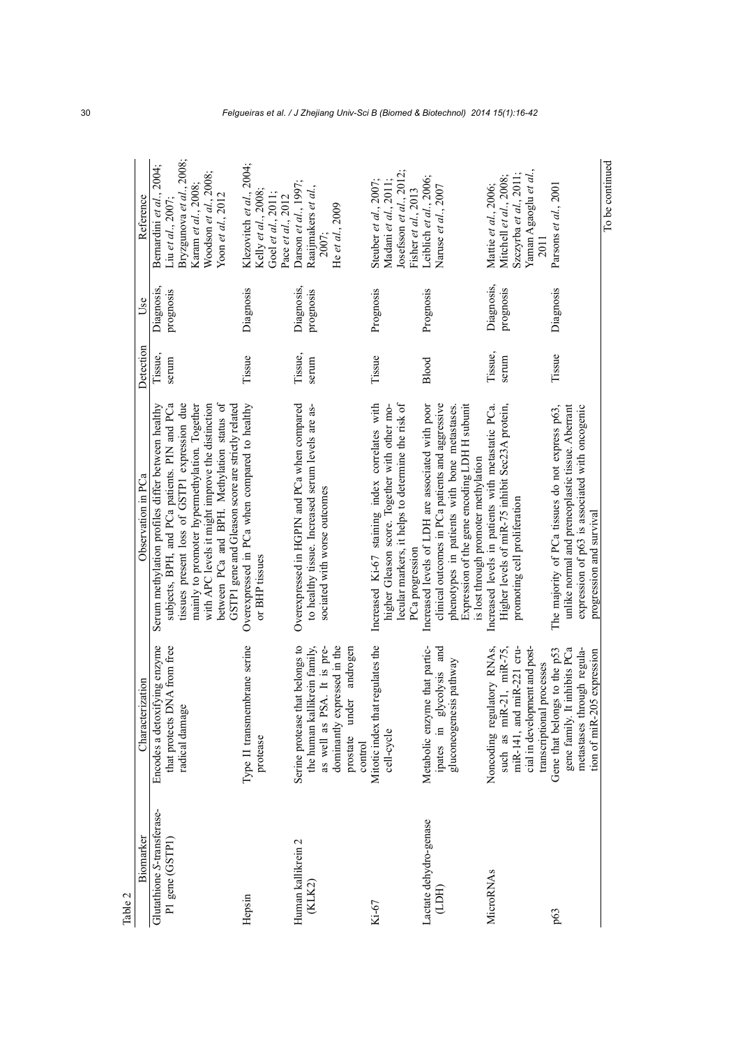Table 2

| Biomarker | Characterization | Observation in PCa | Detection | Use | Reference |
|---|---|---|---|---|---|
| Glutathione *S*-transferase-P1 gene (GSTP1) | Encodes a detoxifying enzyme that protects DNA from free radical damage | Serum methylation profiles differ between healthy subjects, BPH, and PCa patients. PIN and PCa tissues present loss of GSTP1 expression due mainly to promoter hypermethylation. Together with APC levels it might improve the distinction between PCa and BPH. Methylation status of GSTP1 gene and Gleason score are strictly related | Tissue, serum | Diagnosis, prognosis | Bernardini *et al.*, 2004; Liu *et al.*, 2007; Bryzgunova *et al.*, 2008; Karam *et al.*, 2008; Woodson *et al.*, 2008; Yoon *et al.*, 2012 |
| Hepsin | Type II transmembrane serine protease | Overexpressed in PCa when compared to healthy or BHP tissues | Tissue | Diagnosis | Klezovitch *et al.*, 2004; Kelly *et al.*, 2008; Goel *et al.*, 2011; Pace *et al.*, 2012 |
| Human kallikrein 2 (KLK2) | Serine protease that belongs to the human kallikrein family, as well as PSA. It is predominantly expressed in the prostate under androgen control | Overexpressed in HGPIN and PCa when compared to healthy tissue. Increased serum levels are associated with worse outcomes | Tissue, serum | Diagnosis, prognosis | Darson *et al.*, 1997; Raaijmakers *et al.*, 2007; He *et al.*, 2009 |
| Ki-67 | Mitotic index that regulates the cell-cycle | Increased Ki-67 staining index correlates with higher Gleason score. Together with other molecular markers, it helps to determine the risk of PCa progression | Tissue | Prognosis | Steuber *et al.*, 2007; Madani *et al.*, 2011; Josefsson *et al.*, 2012; Fisher *et al.*, 2013 |
| Lactate dehydro-genase (LDH) | Metabolic enzyme that participates in glycolysis and gluconeogenesis pathway | Increased levels of LDH are associated with poor clinical outcomes in PCa patients and aggressive phenotypes in patients with bone metastases. Expression of the gene encoding LDH H subunit is lost through promoter methylation | Blood | Prognosis | Leiblich *et al.*, 2006; Naruse *et al.*, 2007 |
| MicroRNAs | Noncoding regulatory RNAs, such as miR-21, miR-75, miR-141, and miR-221 crucial in development and post-transcriptional processes | Increased levels in patients with metastatic PCa. Higher levels of miR-75 inhibit Sec23A protein, promoting cell proliferation | Tissue, serum | Diagnosis, prognosis | Mattie *et al.*, 2006; Mitchell *et al.*, 2008; Szczyrba *et al.*, 2011; Yaman Agaoglu *et al.*, 2011 |
| p63 | Gene that belongs to the p53 gene family. It inhibits PCa metastases through regulation of miR-205 expression | The majority of PCa tissues do not express p63, unlike normal and preneoplastic tissue. Aberrant expression of p63 is associated with oncogenic progression and survival | Tissue | Diagnosis | Parsons *et al.*, 2001 |

To be continued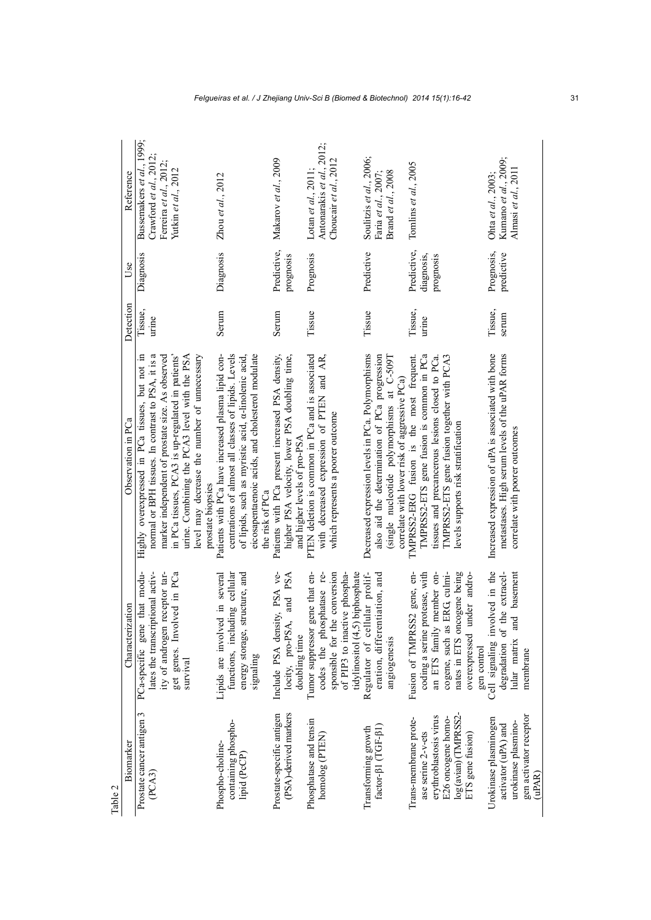Table 2

| Biomarker | Characterization | Observation in PCa | Detection | Use | Reference |
|---|---|---|---|---|---|
| Prostate cancer antigen 3 (PCA3) | PCa-specific gene that modulates the transcriptional activity of androgen receptor target genes. Involved in PCa survival | Highly overexpressed in PCa tissues, but not in normal or BPH tissues. In contrast to PSA, it is a marker independent of prostate size. As observed in PCa tissues, PCA3 is up-regulated in patients' urine. Combining the PCA3 level with the PSA level may decrease the number of unnecessary prostate biopsies | Tissue, urine | Diagnosis | Bussemakers *et al.*, 1999; Crawford *et al.*, 2012; Ferreira *et al.*, 2012; Yutkin *et al.*, 2012 |
| Phospho-choline-containing phospholipid (PcCP) | Lipids are involved in several functions, including cellular energy storage, structure, and signaling | Patients with PCa have increased plasma lipid concentrations of almost all classes of lipids. Levels of lipids, such as myristic acid, α-linolenic acid, eicosapentaenoic acids, and cholesterol modulate the risk of PCa | Serum | Diagnosis | Zhou *et al.*, 2012 |
| Prostate-specific antigen (PSA)-derived markers | Include PSA density, PSA velocity, pro-PSA, and PSA doubling time | Patients with PCa present increased PSA density, higher PSA velocity, lower PSA doubling time, and higher levels of pro-PSA | Serum | Predictive, prognosis | Makarov *et al.*, 2009 |
| Phosphatase and tensin homolog (PTEN) | Tumor suppressor gene that encodes the phosphatase responsible for the conversion of PIP3 to inactive phosphatidylinositol (4,5) biphosphate | PTEN deletion is common in PCa and is associated with decreased expression of PTEN and AR, which represents a poorer outcome | Tissue | Prognosis | Lotan *et al.*, 2011; Antonarakis *et al.*, 2012; Choucair *et al.*, 2012 |
| Transforming growth factor-β1 (TGF-β1) | Regulator of cellular proliferation, differentiation, and angiogenesis | Decreased expression levels in PCa. Polymorphisms also aid the determination of PCa progression (single nucleotide polymorphisms at C-509T correlate with lower risk of aggressive PCa) | Tissue | Predictive | Soulitzis *et al.*, 2006; Faria *et al.*, 2007; Brand *et al.*, 2008 |
| Trans-membrane protease serine 2-v-ets erythroblastosis virus E26 oncogene homolog (avian) (TMPRSS2-ETS gene fusion) | Fusion of TMPRSS2 gene, encoding a serine protease, with an ETS family member oncogene, such as ERG, culminates in ETS oncogene being overexpressed under androgen control | TMPRSS2-ERG fusion is the most frequent. TMPRSS2-ETS gene fusion is common in PCa tissues and precancerous lesions closed to PCa. TMPRSS2-ETS gene fusion together with PCA3 levels supports risk stratification | Tissue, urine | Predictive, diagnosis, prognosis | Tomlins *et al.*, 2005 |
| Urokinase plasminogen activator (uPA) and urokinase plasminogen activator receptor (uPAR) | Cell signaling involved in the degradation of the extracellular matrix and basement membrane | Increased expression of uPA is associated with bone metastases. High serum levels of the uPAR forms correlate with poorer outcomes | Tissue, serum | Prognosis, predictive | Ohta *et al.*, 2003; Kumano *et al.*, 2009; Almasi *et al.*, 2011 |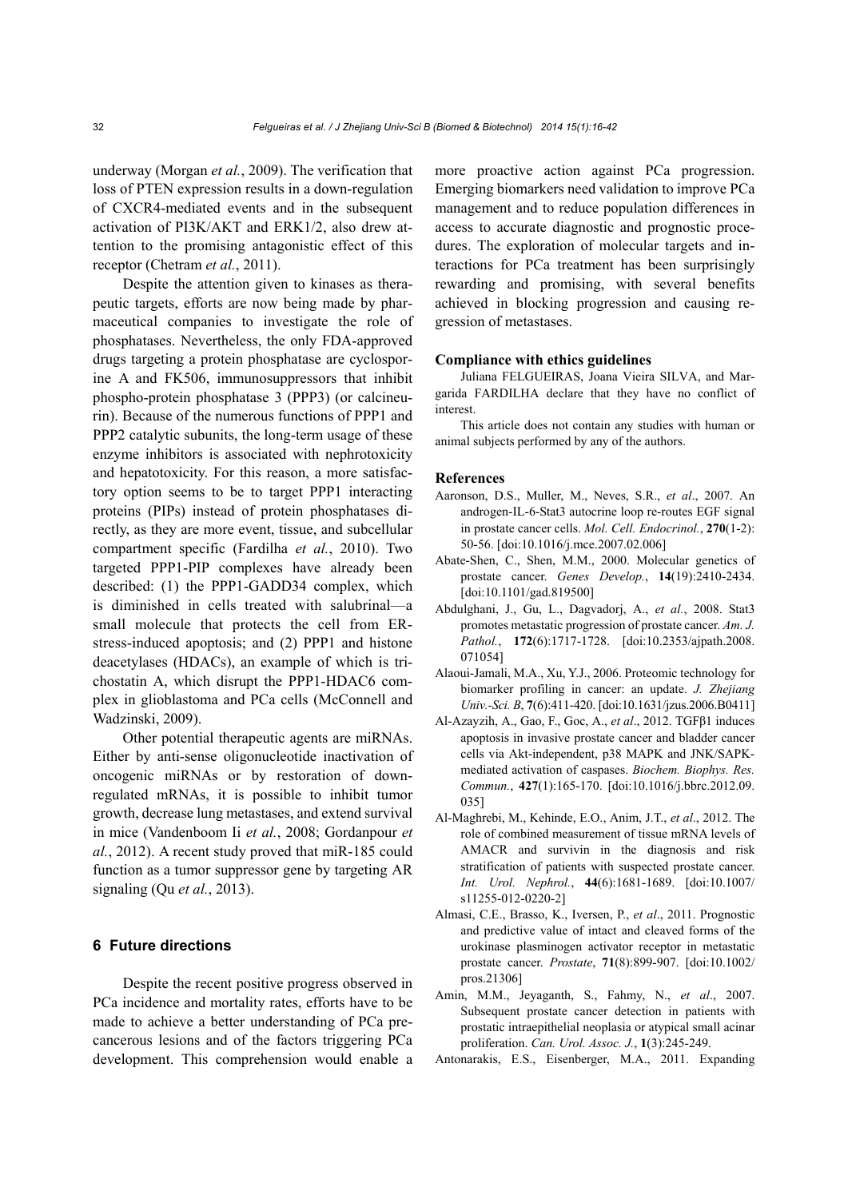underway (Morgan *et al.*, 2009). The verification that loss of PTEN expression results in a down-regulation of CXCR4-mediated events and in the subsequent activation of PI3K/AKT and ERK1/2, also drew attention to the promising antagonistic effect of this receptor (Chetram *et al.*, 2011).

Despite the attention given to kinases as therapeutic targets, efforts are now being made by pharmaceutical companies to investigate the role of phosphatases. Nevertheless, the only FDA-approved drugs targeting a protein phosphatase are cyclosporine A and FK506, immunosuppressors that inhibit phospho-protein phosphatase 3 (PPP3) (or calcineurin). Because of the numerous functions of PPP1 and PPP2 catalytic subunits, the long-term usage of these enzyme inhibitors is associated with nephrotoxicity and hepatotoxicity. For this reason, a more satisfactory option seems to be to target PPP1 interacting proteins (PIPs) instead of protein phosphatases directly, as they are more event, tissue, and subcellular compartment specific (Fardilha *et al.*, 2010). Two targeted PPP1-PIP complexes have already been described: (1) the PPP1-GADD34 complex, which is diminished in cells treated with salubrinal—a small molecule that protects the cell from ER-stress-induced apoptosis; and (2) PPP1 and histone deacetylases (HDACs), an example of which is trichostatin A, which disrupt the PPP1-HDAC6 complex in glioblastoma and PCa cells (McConnell and Wadzinski, 2009).

Other potential therapeutic agents are miRNAs. Either by anti-sense oligonucleotide inactivation of oncogenic miRNAs or by restoration of down-regulated mRNAs, it is possible to inhibit tumor growth, decrease lung metastases, and extend survival in mice (Vandenboom Ii *et al.*, 2008; Gordanpour *et al.*, 2012). A recent study proved that miR-185 could function as a tumor suppressor gene by targeting AR signaling (Qu *et al.*, 2013).

## 6 Future directions

Despite the recent positive progress observed in PCa incidence and mortality rates, efforts have to be made to achieve a better understanding of PCa precancerous lesions and of the factors triggering PCa development. This comprehension would enable a more proactive action against PCa progression. Emerging biomarkers need validation to improve PCa management and to reduce population differences in access to accurate diagnostic and prognostic procedures. The exploration of molecular targets and interactions for PCa treatment has been surprisingly rewarding and promising, with several benefits achieved in blocking progression and causing regression of metastases.

**Compliance with ethics guidelines**

Juliana FELGUEIRAS, Joana Vieira SILVA, and Margarida FARDILHA declare that they have no conflict of interest.

This article does not contain any studies with human or animal subjects performed by any of the authors.

## References

Aaronson, D.S., Muller, M., Neves, S.R., *et al*., 2007. An androgen-IL-6-Stat3 autocrine loop re-routes EGF signal in prostate cancer cells. *Mol. Cell. Endocrinol.*, **270**(1-2): 50-56. [doi:10.1016/j.mce.2007.02.006]

Abate-Shen, C., Shen, M.M., 2000. Molecular genetics of prostate cancer. *Genes Develop.*, **14**(19):2410-2434. [doi:10.1101/gad.819500]

Abdulghani, J., Gu, L., Dagvadorj, A., *et al.*, 2008. Stat3 promotes metastatic progression of prostate cancer. *Am. J. Pathol.*, **172**(6):1717-1728. [doi:10.2353/ajpath.2008.071054]

Alaoui-Jamali, M.A., Xu, Y.J., 2006. Proteomic technology for biomarker profiling in cancer: an update. *J. Zhejiang Univ.-Sci. B*, **7**(6):411-420. [doi:10.1631/jzus.2006.B0411]

Al-Azayzih, A., Gao, F., Goc, A., *et al*., 2012. TGFβ1 induces apoptosis in invasive prostate cancer and bladder cancer cells via Akt-independent, p38 MAPK and JNK/SAPK-mediated activation of caspases. *Biochem. Biophys. Res. Commun.*, **427**(1):165-170. [doi:10.1016/j.bbrc.2012.09.035]

Al-Maghrebi, M., Kehinde, E.O., Anim, J.T., *et al*., 2012. The role of combined measurement of tissue mRNA levels of AMACR and survivin in the diagnosis and risk stratification of patients with suspected prostate cancer. *Int. Urol. Nephrol.*, **44**(6):1681-1689. [doi:10.1007/s11255-012-0220-2]

Almasi, C.E., Brasso, K., Iversen, P., *et al*., 2011. Prognostic and predictive value of intact and cleaved forms of the urokinase plasminogen activator receptor in metastatic prostate cancer. *Prostate*, **71**(8):899-907. [doi:10.1002/pros.21306]

Amin, M.M., Jeyaganth, S., Fahmy, N., *et al*., 2007. Subsequent prostate cancer detection in patients with prostatic intraepithelial neoplasia or atypical small acinar proliferation. *Can. Urol. Assoc. J.*, **1**(3):245-249.

Antonarakis, E.S., Eisenberger, M.A., 2011. Expanding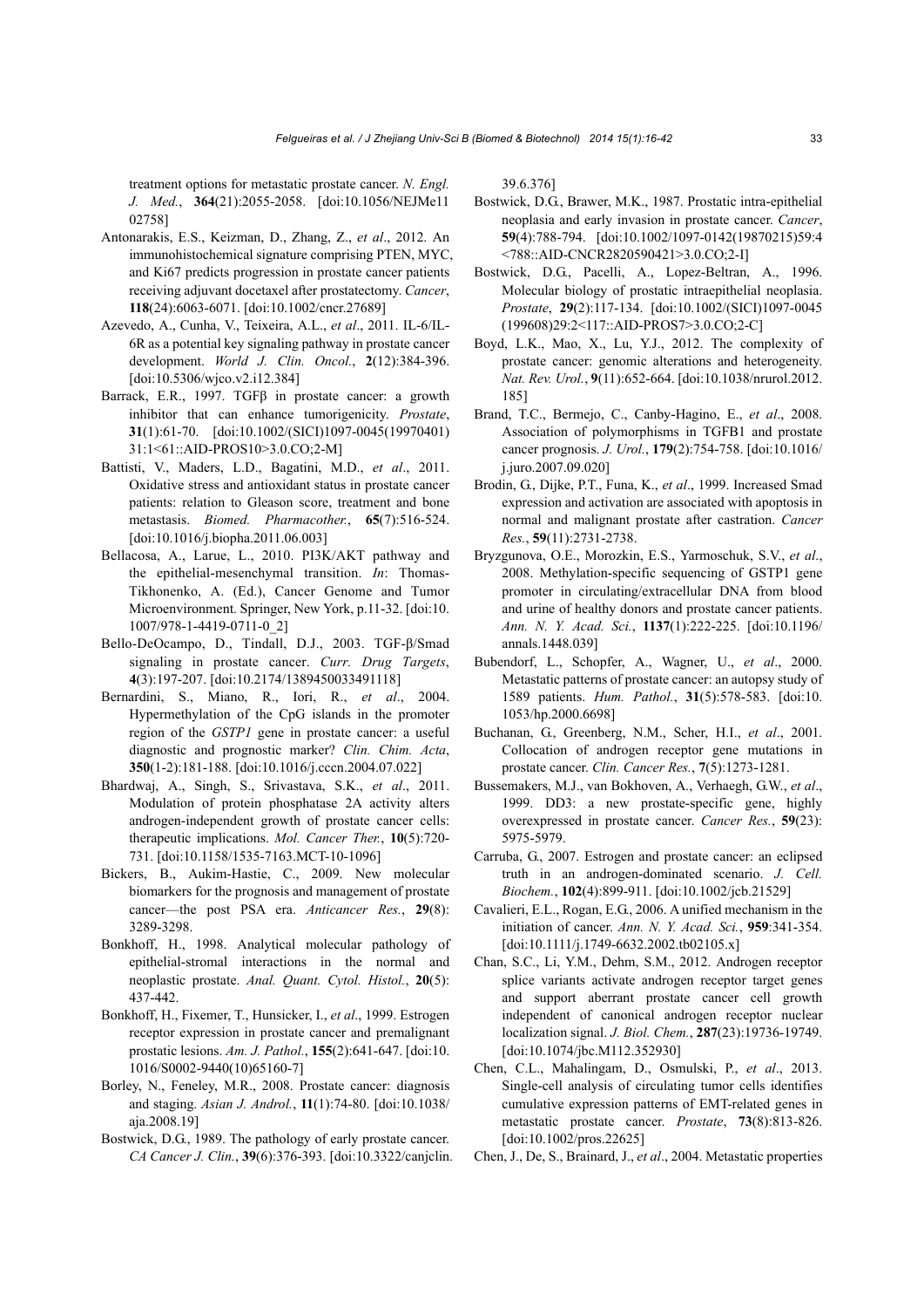treatment options for metastatic prostate cancer. *N. Engl. J. Med.*, **364**(21):2055-2058. [doi:10.1056/NEJMe1102758]

Antonarakis, E.S., Keizman, D., Zhang, Z., *et al*., 2012. An immunohistochemical signature comprising PTEN, MYC, and Ki67 predicts progression in prostate cancer patients receiving adjuvant docetaxel after prostatectomy. *Cancer*, **118**(24):6063-6071. [doi:10.1002/cncr.27689]

Azevedo, A., Cunha, V., Teixeira, A.L., *et al*., 2011. IL-6/IL-6R as a potential key signaling pathway in prostate cancer development. *World J. Clin. Oncol.*, **2**(12):384-396. [doi:10.5306/wjco.v2.i12.384]

Barrack, E.R., 1997. TGFβ in prostate cancer: a growth inhibitor that can enhance tumorigenicity. *Prostate*, **31**(1):61-70. [doi:10.1002/(SICI)1097-0045(19970401)31:1<61::AID-PROS10>3.0.CO;2-M]

Battisti, V., Maders, L.D., Bagatini, M.D., *et al*., 2011. Oxidative stress and antioxidant status in prostate cancer patients: relation to Gleason score, treatment and bone metastasis. *Biomed. Pharmacother.*, **65**(7):516-524. [doi:10.1016/j.biopha.2011.06.003]

Bellacosa, A., Larue, L., 2010. PI3K/AKT pathway and the epithelial-mesenchymal transition. *In*: Thomas-Tikhonenko, A. (Ed.), Cancer Genome and Tumor Microenvironment. Springer, New York, p.11-32. [doi:10.1007/978-1-4419-0711-0_2]

Bello-DeOcampo, D., Tindall, D.J., 2003. TGF-β/Smad signaling in prostate cancer. *Curr. Drug Targets*, **4**(3):197-207. [doi:10.2174/1389450033491118]

Bernardini, S., Miano, R., Iori, R., *et al*., 2004. Hypermethylation of the CpG islands in the promoter region of the *GSTP1* gene in prostate cancer: a useful diagnostic and prognostic marker? *Clin. Chim. Acta*, **350**(1-2):181-188. [doi:10.1016/j.cccn.2004.07.022]

Bhardwaj, A., Singh, S., Srivastava, S.K., *et al*., 2011. Modulation of protein phosphatase 2A activity alters androgen-independent growth of prostate cancer cells: therapeutic implications. *Mol. Cancer Ther.*, **10**(5):720-731. [doi:10.1158/1535-7163.MCT-10-1096]

Bickers, B., Aukim-Hastie, C., 2009. New molecular biomarkers for the prognosis and management of prostate cancer—the post PSA era. *Anticancer Res.*, **29**(8):3289-3298.

Bonkhoff, H., 1998. Analytical molecular pathology of epithelial-stromal interactions in the normal and neoplastic prostate. *Anal. Quant. Cytol. Histol.*, **20**(5):437-442.

Bonkhoff, H., Fixemer, T., Hunsicker, I., *et al*., 1999. Estrogen receptor expression in prostate cancer and premalignant prostatic lesions. *Am. J. Pathol.*, **155**(2):641-647. [doi:10.1016/S0002-9440(10)65160-7]

Borley, N., Feneley, M.R., 2008. Prostate cancer: diagnosis and staging. *Asian J. Androl.*, **11**(1):74-80. [doi:10.1038/aja.2008.19]

Bostwick, D.G., 1989. The pathology of early prostate cancer. *CA Cancer J. Clin.*, **39**(6):376-393. [doi:10.3322/canjclin.39.6.376]

Bostwick, D.G., Brawer, M.K., 1987. Prostatic intra-epithelial neoplasia and early invasion in prostate cancer. *Cancer*, **59**(4):788-794. [doi:10.1002/1097-0142(19870215)59:4<788::AID-CNCR2820590421>3.0.CO;2-I]

Bostwick, D.G., Pacelli, A., Lopez-Beltran, A., 1996. Molecular biology of prostatic intraepithelial neoplasia. *Prostate*, **29**(2):117-134. [doi:10.1002/(SICI)1097-0045(199608)29:2<117::AID-PROS7>3.0.CO;2-C]

Boyd, L.K., Mao, X., Lu, Y.J., 2012. The complexity of prostate cancer: genomic alterations and heterogeneity. *Nat. Rev. Urol.*, **9**(11):652-664. [doi:10.1038/nrurol.2012.185]

Brand, T.C., Bermejo, C., Canby-Hagino, E., *et al*., 2008. Association of polymorphisms in TGFB1 and prostate cancer prognosis. *J. Urol.*, **179**(2):754-758. [doi:10.1016/j.juro.2007.09.020]

Brodin, G., Dijke, P.T., Funa, K., *et al*., 1999. Increased Smad expression and activation are associated with apoptosis in normal and malignant prostate after castration. *Cancer Res.*, **59**(11):2731-2738.

Bryzgunova, O.E., Morozkin, E.S., Yarmoschuk, S.V., *et al*., 2008. Methylation-specific sequencing of GSTP1 gene promoter in circulating/extracellular DNA from blood and urine of healthy donors and prostate cancer patients. *Ann. N. Y. Acad. Sci.*, **1137**(1):222-225. [doi:10.1196/annals.1448.039]

Bubendorf, L., Schopfer, A., Wagner, U., *et al*., 2000. Metastatic patterns of prostate cancer: an autopsy study of 1589 patients. *Hum. Pathol.*, **31**(5):578-583. [doi:10.1053/hp.2000.6698]

Buchanan, G., Greenberg, N.M., Scher, H.I., *et al*., 2001. Collocation of androgen receptor gene mutations in prostate cancer. *Clin. Cancer Res.*, **7**(5):1273-1281.

Bussemakers, M.J., van Bokhoven, A., Verhaegh, G.W., *et al*., 1999. DD3: a new prostate-specific gene, highly overexpressed in prostate cancer. *Cancer Res.*, **59**(23):5975-5979.

Carruba, G., 2007. Estrogen and prostate cancer: an eclipsed truth in an androgen-dominated scenario. *J. Cell. Biochem.*, **102**(4):899-911. [doi:10.1002/jcb.21529]

Cavalieri, E.L., Rogan, E.G., 2006. A unified mechanism in the initiation of cancer. *Ann. N. Y. Acad. Sci.*, **959**:341-354. [doi:10.1111/j.1749-6632.2002.tb02105.x]

Chan, S.C., Li, Y.M., Dehm, S.M., 2012. Androgen receptor splice variants activate androgen receptor target genes and support aberrant prostate cancer cell growth independent of canonical androgen receptor nuclear localization signal. *J. Biol. Chem.*, **287**(23):19736-19749. [doi:10.1074/jbc.M112.352930]

Chen, C.L., Mahalingam, D., Osmulski, P., *et al*., 2013. Single-cell analysis of circulating tumor cells identifies cumulative expression patterns of EMT-related genes in metastatic prostate cancer. *Prostate*, **73**(8):813-826. [doi:10.1002/pros.22625]

Chen, J., De, S., Brainard, J., *et al*., 2004. Metastatic properties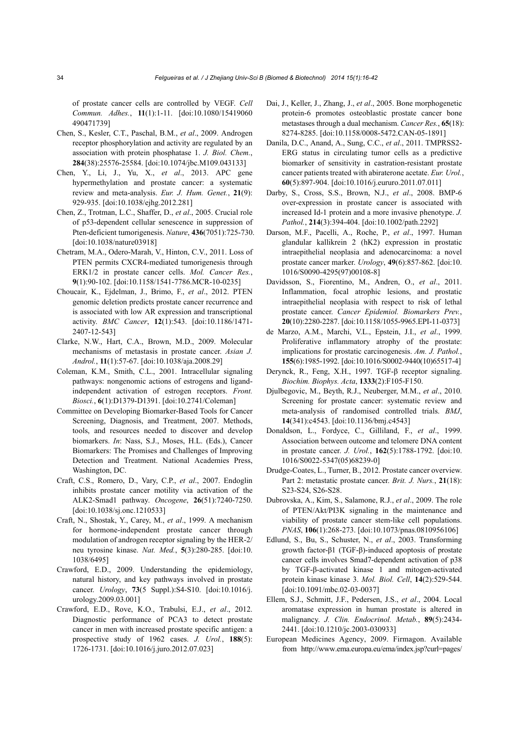of prostate cancer cells are controlled by VEGF. *Cell Commun. Adhes.*, **11**(1):1-11. [doi:10.1080/15419060490471739]

Chen, S., Kesler, C.T., Paschal, B.M., *et al*., 2009. Androgen receptor phosphorylation and activity are regulated by an association with protein phosphatase 1. *J. Biol. Chem.*, **284**(38):25576-25584. [doi:10.1074/jbc.M109.043133]

Chen, Y., Li, J., Yu, X., *et al*., 2013. APC gene hypermethylation and prostate cancer: a systematic review and meta-analysis. *Eur. J. Hum. Genet.*, **21**(9): 929-935. [doi:10.1038/ejhg.2012.281]

Chen, Z., Trotman, L.C., Shaffer, D., *et al*., 2005. Crucial role of p53-dependent cellular senescence in suppression of Pten-deficient tumorigenesis. *Nature*, **436**(7051):725-730. [doi:10.1038/nature03918]

Chetram, M.A., Odero-Marah, V., Hinton, C.V., 2011. Loss of PTEN permits CXCR4-mediated tumorigenesis through ERK1/2 in prostate cancer cells. *Mol. Cancer Res.*, **9**(1):90-102. [doi:10.1158/1541-7786.MCR-10-0235]

Choucair, K., Ejdelman, J., Brimo, F., *et al*., 2012. PTEN genomic deletion predicts prostate cancer recurrence and is associated with low AR expression and transcriptional activity. *BMC Cancer*, **12**(1):543. [doi:10.1186/1471-2407-12-543]

Clarke, N.W., Hart, C.A., Brown, M.D., 2009. Molecular mechanisms of metastasis in prostate cancer. *Asian J. Androl.*, **11**(1):57-67. [doi:10.1038/aja.2008.29]

Coleman, K.M., Smith, C.L., 2001. Intracellular signaling pathways: nongenomic actions of estrogens and ligand-independent activation of estrogen receptors. *Front. Biosci.*, **6**(1):D1379-D1391. [doi:10.2741/Coleman]

Committee on Developing Biomarker-Based Tools for Cancer Screening, Diagnosis, and Treatment, 2007. Methods, tools, and resources needed to discover and develop biomarkers. *In*: Nass, S.J., Moses, H.L. (Eds.), Cancer Biomarkers: The Promises and Challenges of Improving Detection and Treatment. National Academies Press, Washington, DC.

Craft, C.S., Romero, D., Vary, C.P., *et al*., 2007. Endoglin inhibits prostate cancer motility via activation of the ALK2-Smad1 pathway. *Oncogene*, **26**(51):7240-7250. [doi:10.1038/sj.onc.1210533]

Craft, N., Shostak, Y., Carey, M., *et al*., 1999. A mechanism for hormone-independent prostate cancer through modulation of androgen receptor signaling by the HER-2/neu tyrosine kinase. *Nat. Med.*, **5**(3):280-285. [doi:10.1038/6495]

Crawford, E.D., 2009. Understanding the epidemiology, natural history, and key pathways involved in prostate cancer. *Urology*, **73**(5 Suppl.):S4-S10. [doi:10.1016/j.urology.2009.03.001]

Crawford, E.D., Rove, K.O., Trabulsi, E.J., *et al*., 2012. Diagnostic performance of PCA3 to detect prostate cancer in men with increased prostate specific antigen: a prospective study of 1962 cases. *J. Urol.*, **188**(5): 1726-1731. [doi:10.1016/j.juro.2012.07.023]

Dai, J., Keller, J., Zhang, J., *et al*., 2005. Bone morphogenetic protein-6 promotes osteoblastic prostate cancer bone metastases through a dual mechanism. *Cancer Res.*, **65**(18): 8274-8285. [doi:10.1158/0008-5472.CAN-05-1891]

Danila, D.C., Anand, A., Sung, C.C., *et al*., 2011. TMPRSS2-ERG status in circulating tumor cells as a predictive biomarker of sensitivity in castration-resistant prostate cancer patients treated with abiraterone acetate. *Eur. Urol.*, **60**(5):897-904. [doi:10.1016/j.eururo.2011.07.011]

Darby, S., Cross, S.S., Brown, N.J., *et al*., 2008. BMP-6 over-expression in prostate cancer is associated with increased Id-1 protein and a more invasive phenotype. *J. Pathol.*, **214**(3):394-404. [doi:10.1002/path.2292]

Darson, M.F., Pacelli, A., Roche, P., *et al*., 1997. Human glandular kallikrein 2 (hK2) expression in prostatic intraepithelial neoplasia and adenocarcinoma: a novel prostate cancer marker. *Urology*, **49**(6):857-862. [doi:10.1016/S0090-4295(97)00108-8]

Davidsson, S., Fiorentino, M., Andren, O., *et al*., 2011. Inflammation, focal atrophic lesions, and prostatic intraepithelial neoplasia with respect to risk of lethal prostate cancer. *Cancer Epidemiol. Biomarkers Prev.*, **20**(10):2280-2287. [doi:10.1158/1055-9965.EPI-11-0373]

de Marzo, A.M., Marchi, V.L., Epstein, J.I., *et al*., 1999. Proliferative inflammatory atrophy of the prostate: implications for prostatic carcinogenesis. *Am. J. Pathol.*, **155**(6):1985-1992. [doi:10.1016/S0002-9440(10)65517-4]

Derynck, R., Feng, X.H., 1997. TGF-β receptor signaling. *Biochim. Biophys. Acta*, **1333**(2):F105-F150.

Djulbegovic, M., Beyth, R.J., Neuberger, M.M., *et al*., 2010. Screening for prostate cancer: systematic review and meta-analysis of randomised controlled trials. *BMJ*, **14**(341):c4543. [doi:10.1136/bmj.c4543]

Donaldson, L., Fordyce, C., Gilliland, F., *et al*., 1999. Association between outcome and telomere DNA content in prostate cancer. *J. Urol.*, **162**(5):1788-1792. [doi:10.1016/S0022-5347(05)68239-0]

Drudge-Coates, L., Turner, B., 2012. Prostate cancer overview. Part 2: metastatic prostate cancer. *Brit. J. Nurs.*, **21**(18): S23-S24, S26-S28.

Dubrovska, A., Kim, S., Salamone, R.J., *et al*., 2009. The role of PTEN/Akt/PI3K signaling in the maintenance and viability of prostate cancer stem-like cell populations. *PNAS*, **106**(1):268-273. [doi:10.1073/pnas.0810956106]

Edlund, S., Bu, S., Schuster, N., *et al*., 2003. Transforming growth factor-β1 (TGF-β)-induced apoptosis of prostate cancer cells involves Smad7-dependent activation of p38 by TGF-β-activated kinase 1 and mitogen-activated protein kinase kinase 3. *Mol. Biol. Cell*, **14**(2):529-544. [doi:10.1091/mbc.02-03-0037]

Ellem, S.J., Schmitt, J.F., Pedersen, J.S., *et al*., 2004. Local aromatase expression in human prostate is altered in malignancy. *J. Clin. Endocrinol. Metab.*, **89**(5):2434-2441. [doi:10.1210/jc.2003-030933]

European Medicines Agency, 2009. Firmagon. Available from http://www.ema.europa.eu/ema/index.jsp?curl=pages/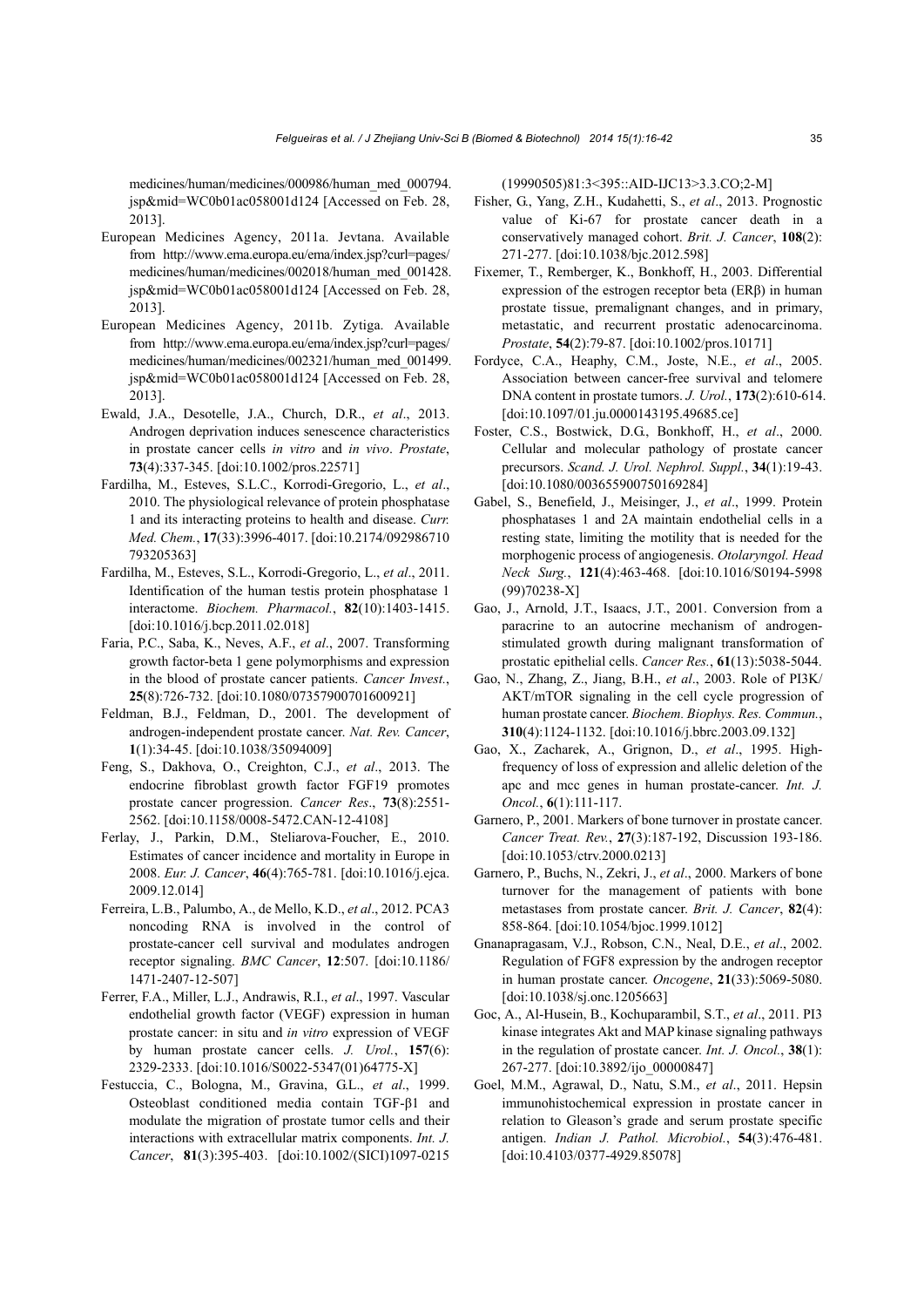medicines/human/medicines/000986/human_med_000794.jsp&mid=WC0b01ac058001d124 [Accessed on Feb. 28, 2013].

European Medicines Agency, 2011a. Jevtana. Available from http://www.ema.europa.eu/ema/index.jsp?curl=pages/medicines/human/medicines/002018/human_med_001428.jsp&mid=WC0b01ac058001d124 [Accessed on Feb. 28, 2013].

European Medicines Agency, 2011b. Zytiga. Available from http://www.ema.europa.eu/ema/index.jsp?curl=pages/medicines/human/medicines/002321/human_med_001499.jsp&mid=WC0b01ac058001d124 [Accessed on Feb. 28, 2013].

Ewald, J.A., Desotelle, J.A., Church, D.R., *et al*., 2013. Androgen deprivation induces senescence characteristics in prostate cancer cells *in vitro* and *in vivo*. *Prostate*, **73**(4):337-345. [doi:10.1002/pros.22571]

Fardilha, M., Esteves, S.L.C., Korrodi-Gregorio, L., *et al*., 2010. The physiological relevance of protein phosphatase 1 and its interacting proteins to health and disease. *Curr. Med. Chem.*, **17**(33):3996-4017. [doi:10.2174/092986710793205363]

Fardilha, M., Esteves, S.L., Korrodi-Gregorio, L., *et al*., 2011. Identification of the human testis protein phosphatase 1 interactome. *Biochem. Pharmacol.*, **82**(10):1403-1415. [doi:10.1016/j.bcp.2011.02.018]

Faria, P.C., Saba, K., Neves, A.F., *et al*., 2007. Transforming growth factor-beta 1 gene polymorphisms and expression in the blood of prostate cancer patients. *Cancer Invest.*, **25**(8):726-732. [doi:10.1080/07357900701600921]

Feldman, B.J., Feldman, D., 2001. The development of androgen-independent prostate cancer. *Nat. Rev. Cancer*, **1**(1):34-45. [doi:10.1038/35094009]

Feng, S., Dakhova, O., Creighton, C.J., *et al*., 2013. The endocrine fibroblast growth factor FGF19 promotes prostate cancer progression. *Cancer Res*., **73**(8):2551-2562. [doi:10.1158/0008-5472.CAN-12-4108]

Ferlay, J., Parkin, D.M., Steliarova-Foucher, E., 2010. Estimates of cancer incidence and mortality in Europe in 2008. *Eur. J. Cancer*, **46**(4):765-781. [doi:10.1016/j.ejca.2009.12.014]

Ferreira, L.B., Palumbo, A., de Mello, K.D., *et al*., 2012. PCA3 noncoding RNA is involved in the control of prostate-cancer cell survival and modulates androgen receptor signaling. *BMC Cancer*, **12**:507. [doi:10.1186/1471-2407-12-507]

Ferrer, F.A., Miller, L.J., Andrawis, R.I., *et al*., 1997. Vascular endothelial growth factor (VEGF) expression in human prostate cancer: in situ and *in vitro* expression of VEGF by human prostate cancer cells. *J. Urol.*, **157**(6):2329-2333. [doi:10.1016/S0022-5347(01)64775-X]

Festuccia, C., Bologna, M., Gravina, G.L., *et al*., 1999. Osteoblast conditioned media contain TGF-β1 and modulate the migration of prostate tumor cells and their interactions with extracellular matrix components. *Int. J. Cancer*, **81**(3):395-403. [doi:10.1002/(SICI)1097-0215(19990505)81:3<395::AID-IJC13>3.3.CO;2-M]

Fisher, G., Yang, Z.H., Kudahetti, S., *et al*., 2013. Prognostic value of Ki-67 for prostate cancer death in a conservatively managed cohort. *Brit. J. Cancer*, **108**(2):271-277. [doi:10.1038/bjc.2012.598]

Fixemer, T., Remberger, K., Bonkhoff, H., 2003. Differential expression of the estrogen receptor beta (ERβ) in human prostate tissue, premalignant changes, and in primary, metastatic, and recurrent prostatic adenocarcinoma. *Prostate*, **54**(2):79-87. [doi:10.1002/pros.10171]

Fordyce, C.A., Heaphy, C.M., Joste, N.E., *et al*., 2005. Association between cancer-free survival and telomere DNA content in prostate tumors. *J. Urol.*, **173**(2):610-614. [doi:10.1097/01.ju.0000143195.49685.ce]

Foster, C.S., Bostwick, D.G., Bonkhoff, H., *et al*., 2000. Cellular and molecular pathology of prostate cancer precursors. *Scand. J. Urol. Nephrol. Suppl.*, **34**(1):19-43. [doi:10.1080/003655900750169284]

Gabel, S., Benefield, J., Meisinger, J., *et al*., 1999. Protein phosphatases 1 and 2A maintain endothelial cells in a resting state, limiting the motility that is needed for the morphogenic process of angiogenesis. *Otolaryngol. Head Neck Surg.*, **121**(4):463-468. [doi:10.1016/S0194-5998(99)70238-X]

Gao, J., Arnold, J.T., Isaacs, J.T., 2001. Conversion from a paracrine to an autocrine mechanism of androgen-stimulated growth during malignant transformation of prostatic epithelial cells. *Cancer Res.*, **61**(13):5038-5044.

Gao, N., Zhang, Z., Jiang, B.H., *et al*., 2003. Role of PI3K/AKT/mTOR signaling in the cell cycle progression of human prostate cancer. *Biochem. Biophys. Res. Commun.*, **310**(4):1124-1132. [doi:10.1016/j.bbrc.2003.09.132]

Gao, X., Zacharek, A., Grignon, D., *et al*., 1995. High-frequency of loss of expression and allelic deletion of the apc and mcc genes in human prostate-cancer. *Int. J. Oncol.*, **6**(1):111-117.

Garnero, P., 2001. Markers of bone turnover in prostate cancer. *Cancer Treat. Rev.*, **27**(3):187-192, Discussion 193-186. [doi:10.1053/ctrv.2000.0213]

Garnero, P., Buchs, N., Zekri, J., *et al*., 2000. Markers of bone turnover for the management of patients with bone metastases from prostate cancer. *Brit. J. Cancer*, **82**(4):858-864. [doi:10.1054/bjoc.1999.1012]

Gnanapragasam, V.J., Robson, C.N., Neal, D.E., *et al*., 2002. Regulation of FGF8 expression by the androgen receptor in human prostate cancer. *Oncogene*, **21**(33):5069-5080. [doi:10.1038/sj.onc.1205663]

Goc, A., Al-Husein, B., Kochuparambil, S.T., *et al*., 2011. PI3 kinase integrates Akt and MAP kinase signaling pathways in the regulation of prostate cancer. *Int. J. Oncol.*, **38**(1):267-277. [doi:10.3892/ijo_00000847]

Goel, M.M., Agrawal, D., Natu, S.M., *et al*., 2011. Hepsin immunohistochemical expression in prostate cancer in relation to Gleason's grade and serum prostate specific antigen. *Indian J. Pathol. Microbiol.*, **54**(3):476-481. [doi:10.4103/0377-4929.85078]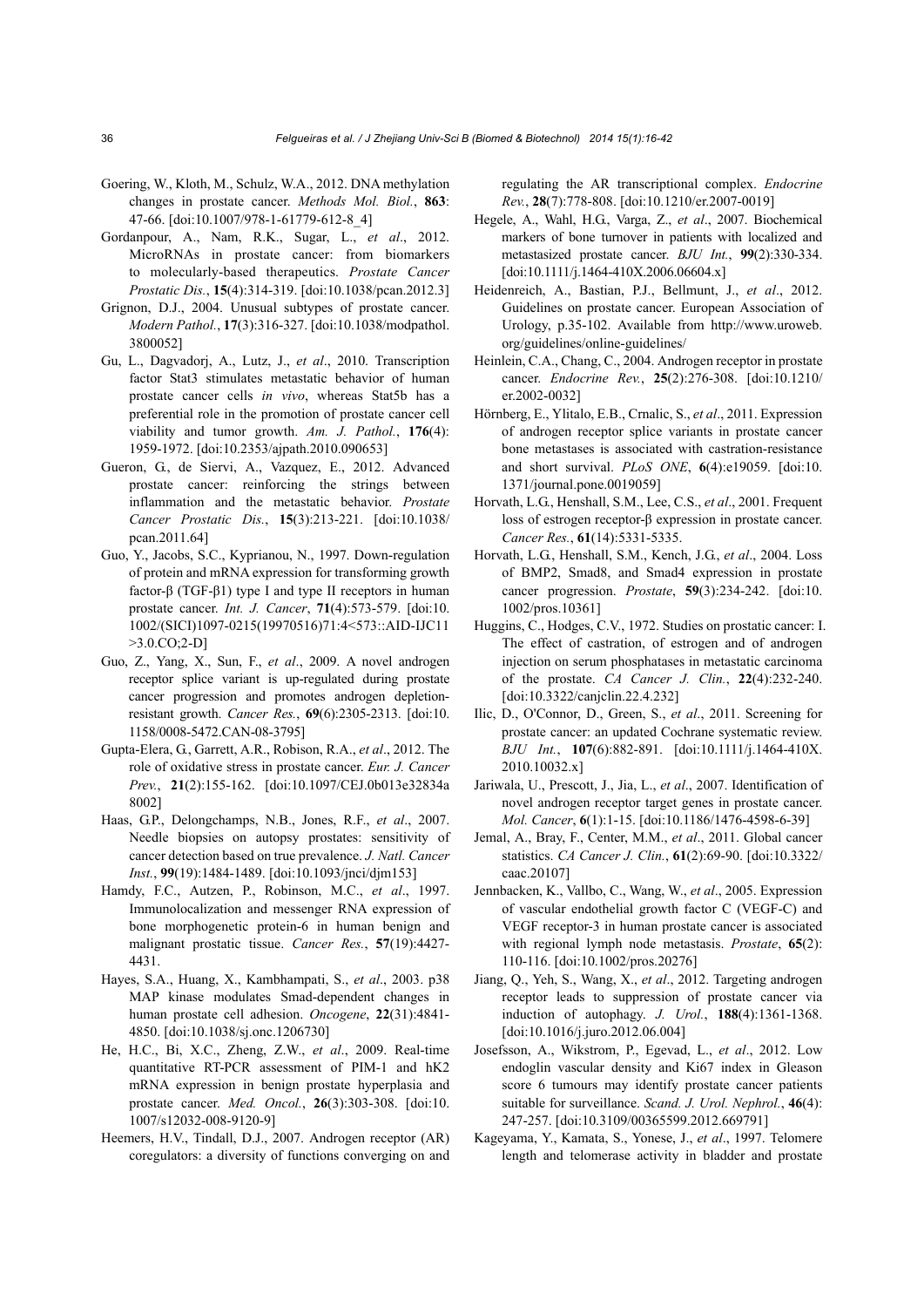Goering, W., Kloth, M., Schulz, W.A., 2012. DNA methylation changes in prostate cancer. *Methods Mol. Biol.*, **863**: 47-66. [doi:10.1007/978-1-61779-612-8_4]

Gordanpour, A., Nam, R.K., Sugar, L., *et al*., 2012. MicroRNAs in prostate cancer: from biomarkers to molecularly-based therapeutics. *Prostate Cancer Prostatic Dis.*, **15**(4):314-319. [doi:10.1038/pcan.2012.3]

Grignon, D.J., 2004. Unusual subtypes of prostate cancer. *Modern Pathol.*, **17**(3):316-327. [doi:10.1038/modpathol.3800052]

Gu, L., Dagvadorj, A., Lutz, J., *et al*., 2010. Transcription factor Stat3 stimulates metastatic behavior of human prostate cancer cells *in vivo*, whereas Stat5b has a preferential role in the promotion of prostate cancer cell viability and tumor growth. *Am. J. Pathol.*, **176**(4): 1959-1972. [doi:10.2353/ajpath.2010.090653]

Gueron, G., de Siervi, A., Vazquez, E., 2012. Advanced prostate cancer: reinforcing the strings between inflammation and the metastatic behavior. *Prostate Cancer Prostatic Dis.*, **15**(3):213-221. [doi:10.1038/pcan.2011.64]

Guo, Y., Jacobs, S.C., Kyprianou, N., 1997. Down-regulation of protein and mRNA expression for transforming growth factor-β (TGF-β1) type I and type II receptors in human prostate cancer. *Int. J. Cancer*, **71**(4):573-579. [doi:10.1002/(SICI)1097-0215(19970516)71:4<573::AID-IJC11>3.0.CO;2-D]

Guo, Z., Yang, X., Sun, F., *et al*., 2009. A novel androgen receptor splice variant is up-regulated during prostate cancer progression and promotes androgen depletion-resistant growth. *Cancer Res.*, **69**(6):2305-2313. [doi:10.1158/0008-5472.CAN-08-3795]

Gupta-Elera, G., Garrett, A.R., Robison, R.A., *et al*., 2012. The role of oxidative stress in prostate cancer. *Eur. J. Cancer Prev.*, **21**(2):155-162. [doi:10.1097/CEJ.0b013e32834a8002]

Haas, G.P., Delongchamps, N.B., Jones, R.F., *et al*., 2007. Needle biopsies on autopsy prostates: sensitivity of cancer detection based on true prevalence. *J. Natl. Cancer Inst.*, **99**(19):1484-1489. [doi:10.1093/jnci/djm153]

Hamdy, F.C., Autzen, P., Robinson, M.C., *et al*., 1997. Immunolocalization and messenger RNA expression of bone morphogenetic protein-6 in human benign and malignant prostatic tissue. *Cancer Res.*, **57**(19):4427-4431.

Hayes, S.A., Huang, X., Kambhampati, S., *et al*., 2003. p38 MAP kinase modulates Smad-dependent changes in human prostate cell adhesion. *Oncogene*, **22**(31):4841-4850. [doi:10.1038/sj.onc.1206730]

He, H.C., Bi, X.C., Zheng, Z.W., *et al*., 2009. Real-time quantitative RT-PCR assessment of PIM-1 and hK2 mRNA expression in benign prostate hyperplasia and prostate cancer. *Med. Oncol.*, **26**(3):303-308. [doi:10.1007/s12032-008-9120-9]

Heemers, H.V., Tindall, D.J., 2007. Androgen receptor (AR) coregulators: a diversity of functions converging on and regulating the AR transcriptional complex. *Endocrine Rev.*, **28**(7):778-808. [doi:10.1210/er.2007-0019]

Hegele, A., Wahl, H.G., Varga, Z., *et al*., 2007. Biochemical markers of bone turnover in patients with localized and metastasized prostate cancer. *BJU Int.*, **99**(2):330-334. [doi:10.1111/j.1464-410X.2006.06604.x]

Heidenreich, A., Bastian, P.J., Bellmunt, J., *et al*., 2012. Guidelines on prostate cancer. European Association of Urology, p.35-102. Available from http://www.uroweb.org/guidelines/online-guidelines/

Heinlein, C.A., Chang, C., 2004. Androgen receptor in prostate cancer. *Endocrine Rev.*, **25**(2):276-308. [doi:10.1210/er.2002-0032]

Hörnberg, E., Ylitalo, E.B., Crnalic, S., *et al*., 2011. Expression of androgen receptor splice variants in prostate cancer bone metastases is associated with castration-resistance and short survival. *PLoS ONE*, **6**(4):e19059. [doi:10.1371/journal.pone.0019059]

Horvath, L.G., Henshall, S.M., Lee, C.S., *et al*., 2001. Frequent loss of estrogen receptor-β expression in prostate cancer. *Cancer Res.*, **61**(14):5331-5335.

Horvath, L.G., Henshall, S.M., Kench, J.G., *et al*., 2004. Loss of BMP2, Smad8, and Smad4 expression in prostate cancer progression. *Prostate*, **59**(3):234-242. [doi:10.1002/pros.10361]

Huggins, C., Hodges, C.V., 1972. Studies on prostatic cancer: I. The effect of castration, of estrogen and of androgen injection on serum phosphatases in metastatic carcinoma of the prostate. *CA Cancer J. Clin.*, **22**(4):232-240. [doi:10.3322/canjclin.22.4.232]

Ilic, D., O'Connor, D., Green, S., *et al*., 2011. Screening for prostate cancer: an updated Cochrane systematic review. *BJU Int.*, **107**(6):882-891. [doi:10.1111/j.1464-410X.2010.10032.x]

Jariwala, U., Prescott, J., Jia, L., *et al*., 2007. Identification of novel androgen receptor target genes in prostate cancer. *Mol. Cancer*, **6**(1):1-15. [doi:10.1186/1476-4598-6-39]

Jemal, A., Bray, F., Center, M.M., *et al*., 2011. Global cancer statistics. *CA Cancer J. Clin.*, **61**(2):69-90. [doi:10.3322/caac.20107]

Jennbacken, K., Vallbo, C., Wang, W., *et al*., 2005. Expression of vascular endothelial growth factor C (VEGF-C) and VEGF receptor-3 in human prostate cancer is associated with regional lymph node metastasis. *Prostate*, **65**(2): 110-116. [doi:10.1002/pros.20276]

Jiang, Q., Yeh, S., Wang, X., *et al*., 2012. Targeting androgen receptor leads to suppression of prostate cancer via induction of autophagy. *J. Urol.*, **188**(4):1361-1368. [doi:10.1016/j.juro.2012.06.004]

Josefsson, A., Wikstrom, P., Egevad, L., *et al*., 2012. Low endoglin vascular density and Ki67 index in Gleason score 6 tumours may identify prostate cancer patients suitable for surveillance. *Scand. J. Urol. Nephrol.*, **46**(4): 247-257. [doi:10.3109/00365599.2012.669791]

Kageyama, Y., Kamata, S., Yonese, J., *et al*., 1997. Telomere length and telomerase activity in bladder and prostate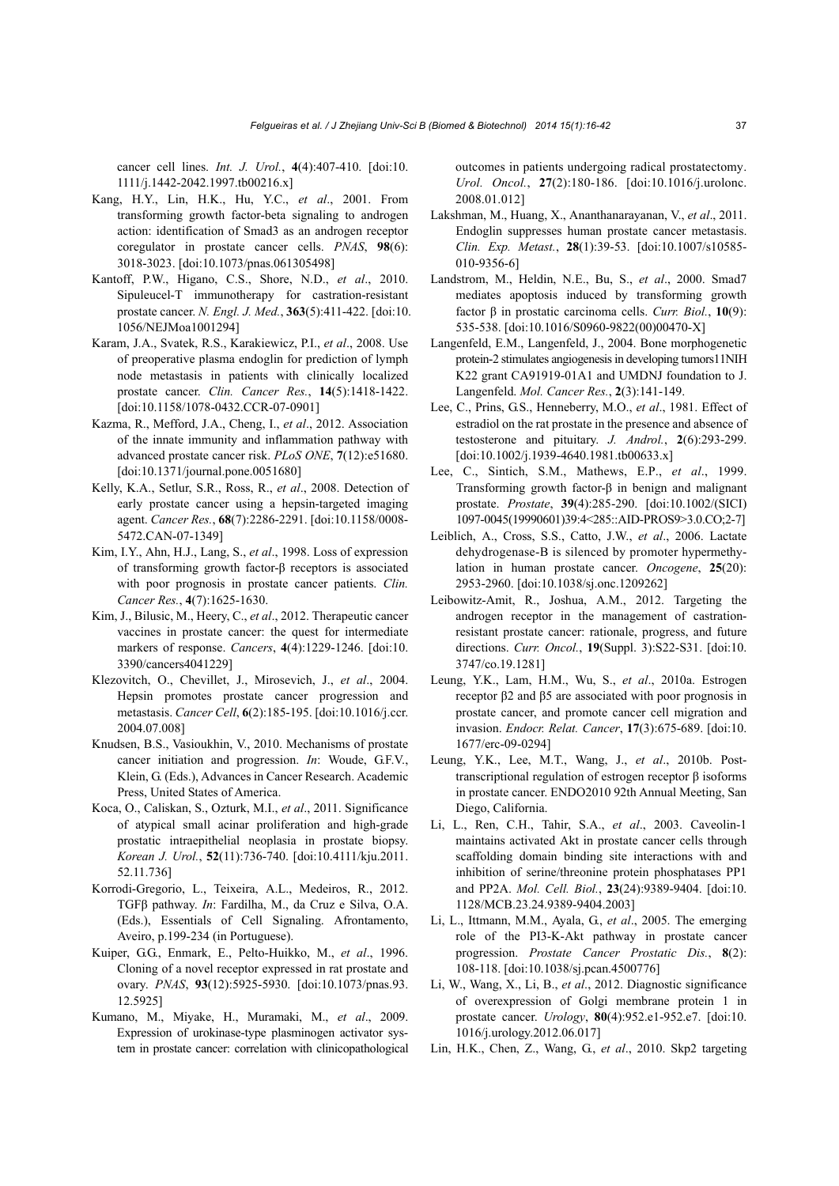cancer cell lines. *Int. J. Urol.*, **4**(4):407-410. [doi:10.1111/j.1442-2042.1997.tb00216.x]

Kang, H.Y., Lin, H.K., Hu, Y.C., *et al*., 2001. From transforming growth factor-beta signaling to androgen action: identification of Smad3 as an androgen receptor coregulator in prostate cancer cells. *PNAS*, **98**(6):3018-3023. [doi:10.1073/pnas.061305498]

Kantoff, P.W., Higano, C.S., Shore, N.D., *et al*., 2010. Sipuleucel-T immunotherapy for castration-resistant prostate cancer. *N. Engl. J. Med.*, **363**(5):411-422. [doi:10.1056/NEJMoa1001294]

Karam, J.A., Svatek, R.S., Karakiewicz, P.I., *et al*., 2008. Use of preoperative plasma endoglin for prediction of lymph node metastasis in patients with clinically localized prostate cancer. *Clin. Cancer Res.*, **14**(5):1418-1422. [doi:10.1158/1078-0432.CCR-07-0901]

Kazma, R., Mefford, J.A., Cheng, I., *et al*., 2012. Association of the innate immunity and inflammation pathway with advanced prostate cancer risk. *PLoS ONE*, **7**(12):e51680. [doi:10.1371/journal.pone.0051680]

Kelly, K.A., Setlur, S.R., Ross, R., *et al*., 2008. Detection of early prostate cancer using a hepsin-targeted imaging agent. *Cancer Res.*, **68**(7):2286-2291. [doi:10.1158/0008-5472.CAN-07-1349]

Kim, I.Y., Ahn, H.J., Lang, S., *et al*., 1998. Loss of expression of transforming growth factor-β receptors is associated with poor prognosis in prostate cancer patients. *Clin. Cancer Res.*, **4**(7):1625-1630.

Kim, J., Bilusic, M., Heery, C., *et al*., 2012. Therapeutic cancer vaccines in prostate cancer: the quest for intermediate markers of response. *Cancers*, **4**(4):1229-1246. [doi:10.3390/cancers4041229]

Klezovitch, O., Chevillet, J., Mirosevich, J., *et al*., 2004. Hepsin promotes prostate cancer progression and metastasis. *Cancer Cell*, **6**(2):185-195. [doi:10.1016/j.ccr.2004.07.008]

Knudsen, B.S., Vasioukhin, V., 2010. Mechanisms of prostate cancer initiation and progression. *In*: Woude, G.F.V., Klein, G. (Eds.), Advances in Cancer Research. Academic Press, United States of America.

Koca, O., Caliskan, S., Ozturk, M.I., *et al*., 2011. Significance of atypical small acinar proliferation and high-grade prostatic intraepithelial neoplasia in prostate biopsy. *Korean J. Urol.*, **52**(11):736-740. [doi:10.4111/kju.2011.52.11.736]

Korrodi-Gregorio, L., Teixeira, A.L., Medeiros, R., 2012. TGFβ pathway. *In*: Fardilha, M., da Cruz e Silva, O.A. (Eds.), Essentials of Cell Signaling. Afrontamento, Aveiro, p.199-234 (in Portuguese).

Kuiper, G.G., Enmark, E., Pelto-Huikko, M., *et al*., 1996. Cloning of a novel receptor expressed in rat prostate and ovary. *PNAS*, **93**(12):5925-5930. [doi:10.1073/pnas.93.12.5925]

Kumano, M., Miyake, H., Muramaki, M., *et al*., 2009. Expression of urokinase-type plasminogen activator system in prostate cancer: correlation with clinicopathological outcomes in patients undergoing radical prostatectomy. *Urol. Oncol.*, **27**(2):180-186. [doi:10.1016/j.urolonc.2008.01.012]

Lakshman, M., Huang, X., Ananthanarayanan, V., *et al*., 2011. Endoglin suppresses human prostate cancer metastasis. *Clin. Exp. Metast.*, **28**(1):39-53. [doi:10.1007/s10585-010-9356-6]

Landstrom, M., Heldin, N.E., Bu, S., *et al*., 2000. Smad7 mediates apoptosis induced by transforming growth factor β in prostatic carcinoma cells. *Curr. Biol.*, **10**(9):535-538. [doi:10.1016/S0960-9822(00)00470-X]

Langenfeld, E.M., Langenfeld, J., 2004. Bone morphogenetic protein-2 stimulates angiogenesis in developing tumors11NIH K22 grant CA91919-01A1 and UMDNJ foundation to J. Langenfeld. *Mol. Cancer Res.*, **2**(3):141-149.

Lee, C., Prins, G.S., Henneberry, M.O., *et al*., 1981. Effect of estradiol on the rat prostate in the presence and absence of testosterone and pituitary. *J. Androl.*, **2**(6):293-299. [doi:10.1002/j.1939-4640.1981.tb00633.x]

Lee, C., Sintich, S.M., Mathews, E.P., *et al*., 1999. Transforming growth factor-β in benign and malignant prostate. *Prostate*, **39**(4):285-290. [doi:10.1002/(SICI)1097-0045(19990601)39:4<285::AID-PROS9>3.0.CO;2-7]

Leiblich, A., Cross, S.S., Catto, J.W., *et al*., 2006. Lactate dehydrogenase-B is silenced by promoter hypermethylation in human prostate cancer. *Oncogene*, **25**(20):2953-2960. [doi:10.1038/sj.onc.1209262]

Leibowitz-Amit, R., Joshua, A.M., 2012. Targeting the androgen receptor in the management of castration-resistant prostate cancer: rationale, progress, and future directions. *Curr. Oncol.*, **19**(Suppl. 3):S22-S31. [doi:10.3747/co.19.1281]

Leung, Y.K., Lam, H.M., Wu, S., *et al*., 2010a. Estrogen receptor β2 and β5 are associated with poor prognosis in prostate cancer, and promote cancer cell migration and invasion. *Endocr. Relat. Cancer*, **17**(3):675-689. [doi:10.1677/erc-09-0294]

Leung, Y.K., Lee, M.T., Wang, J., *et al*., 2010b. Post-transcriptional regulation of estrogen receptor β isoforms in prostate cancer. ENDO2010 92th Annual Meeting, San Diego, California.

Li, L., Ren, C.H., Tahir, S.A., *et al*., 2003. Caveolin-1 maintains activated Akt in prostate cancer cells through scaffolding domain binding site interactions with and inhibition of serine/threonine protein phosphatases PP1 and PP2A. *Mol. Cell. Biol.*, **23**(24):9389-9404. [doi:10.1128/MCB.23.24.9389-9404.2003]

Li, L., Ittmann, M.M., Ayala, G., *et al*., 2005. The emerging role of the PI3-K-Akt pathway in prostate cancer progression. *Prostate Cancer Prostatic Dis.*, **8**(2):108-118. [doi:10.1038/sj.pcan.4500776]

Li, W., Wang, X., Li, B., *et al*., 2012. Diagnostic significance of overexpression of Golgi membrane protein 1 in prostate cancer. *Urology*, **80**(4):952.e1-952.e7. [doi:10.1016/j.urology.2012.06.017]

Lin, H.K., Chen, Z., Wang, G., *et al*., 2010. Skp2 targeting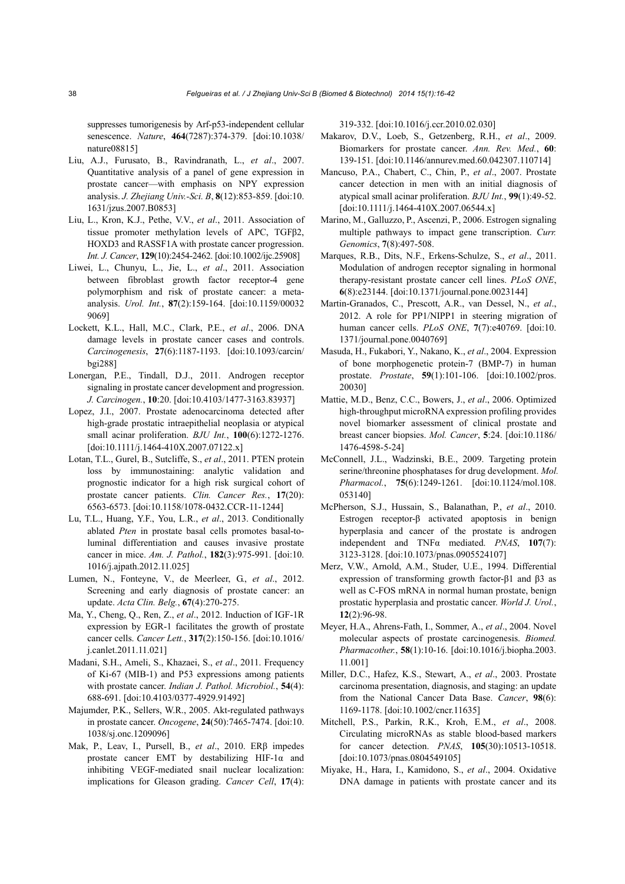suppresses tumorigenesis by Arf-p53-independent cellular senescence. *Nature*, **464**(7287):374-379. [doi:10.1038/nature08815]

Liu, A.J., Furusato, B., Ravindranath, L., *et al*., 2007. Quantitative analysis of a panel of gene expression in prostate cancer—with emphasis on NPY expression analysis. *J. Zhejiang Univ.-Sci. B*, **8**(12):853-859. [doi:10.1631/jzus.2007.B0853]

Liu, L., Kron, K.J., Pethe, V.V., *et al*., 2011. Association of tissue promoter methylation levels of APC, TGFβ2, HOXD3 and RASSF1A with prostate cancer progression. *Int. J. Cancer*, **129**(10):2454-2462. [doi:10.1002/ijc.25908]

Liwei, L., Chunyu, L., Jie, L., *et al*., 2011. Association between fibroblast growth factor receptor-4 gene polymorphism and risk of prostate cancer: a meta-analysis. *Urol. Int.*, **87**(2):159-164. [doi:10.1159/000329069]

Lockett, K.L., Hall, M.C., Clark, P.E., *et al*., 2006. DNA damage levels in prostate cancer cases and controls. *Carcinogenesis*, **27**(6):1187-1193. [doi:10.1093/carcin/bgi288]

Lonergan, P.E., Tindall, D.J., 2011. Androgen receptor signaling in prostate cancer development and progression. *J. Carcinogen.*, **10**:20. [doi:10.4103/1477-3163.83937]

Lopez, J.I., 2007. Prostate adenocarcinoma detected after high-grade prostatic intraepithelial neoplasia or atypical small acinar proliferation. *BJU Int.*, **100**(6):1272-1276. [doi:10.1111/j.1464-410X.2007.07122.x]

Lotan, T.L., Gurel, B., Sutcliffe, S., *et al*., 2011. PTEN protein loss by immunostaining: analytic validation and prognostic indicator for a high risk surgical cohort of prostate cancer patients. *Clin. Cancer Res.*, **17**(20):6563-6573. [doi:10.1158/1078-0432.CCR-11-1244]

Lu, T.L., Huang, Y.F., You, L.R., *et al*., 2013. Conditionally ablated *Pten* in prostate basal cells promotes basal-to-luminal differentiation and causes invasive prostate cancer in mice. *Am. J. Pathol.*, **182**(3):975-991. [doi:10.1016/j.ajpath.2012.11.025]

Lumen, N., Fonteyne, V., de Meerleer, G., *et al*., 2012. Screening and early diagnosis of prostate cancer: an update. *Acta Clin. Belg.*, **67**(4):270-275.

Ma, Y., Cheng, Q., Ren, Z., *et al*., 2012. Induction of IGF-1R expression by EGR-1 facilitates the growth of prostate cancer cells. *Cancer Lett.*, **317**(2):150-156. [doi:10.1016/j.canlet.2011.11.021]

Madani, S.H., Ameli, S., Khazaei, S., *et al*., 2011. Frequency of Ki-67 (MIB-1) and P53 expressions among patients with prostate cancer. *Indian J. Pathol. Microbiol.*, **54**(4):688-691. [doi:10.4103/0377-4929.91492]

Majumder, P.K., Sellers, W.R., 2005. Akt-regulated pathways in prostate cancer. *Oncogene*, **24**(50):7465-7474. [doi:10.1038/sj.onc.1209096]

Mak, P., Leav, I., Pursell, B., *et al*., 2010. ERβ impedes prostate cancer EMT by destabilizing HIF-1α and inhibiting VEGF-mediated snail nuclear localization: implications for Gleason grading. *Cancer Cell*, **17**(4):319-332. [doi:10.1016/j.ccr.2010.02.030]

Makarov, D.V., Loeb, S., Getzenberg, R.H., *et al*., 2009. Biomarkers for prostate cancer. *Ann. Rev. Med.*, **60**:139-151. [doi:10.1146/annurev.med.60.042307.110714]

Mancuso, P.A., Chabert, C., Chin, P., *et al*., 2007. Prostate cancer detection in men with an initial diagnosis of atypical small acinar proliferation. *BJU Int.*, **99**(1):49-52. [doi:10.1111/j.1464-410X.2007.06544.x]

Marino, M., Galluzzo, P., Ascenzi, P., 2006. Estrogen signaling multiple pathways to impact gene transcription. *Curr. Genomics*, **7**(8):497-508.

Marques, R.B., Dits, N.F., Erkens-Schulze, S., *et al*., 2011. Modulation of androgen receptor signaling in hormonal therapy-resistant prostate cancer cell lines. *PLoS ONE*, **6**(8):e23144. [doi:10.1371/journal.pone.0023144]

Martin-Granados, C., Prescott, A.R., van Dessel, N., *et al*., 2012. A role for PP1/NIPP1 in steering migration of human cancer cells. *PLoS ONE*, **7**(7):e40769. [doi:10.1371/journal.pone.0040769]

Masuda, H., Fukabori, Y., Nakano, K., *et al*., 2004. Expression of bone morphogenetic protein-7 (BMP-7) in human prostate. *Prostate*, **59**(1):101-106. [doi:10.1002/pros.20030]

Mattie, M.D., Benz, C.C., Bowers, J., *et al*., 2006. Optimized high-throughput microRNA expression profiling provides novel biomarker assessment of clinical prostate and breast cancer biopsies. *Mol. Cancer*, **5**:24. [doi:10.1186/1476-4598-5-24]

McConnell, J.L., Wadzinski, B.E., 2009. Targeting protein serine/threonine phosphatases for drug development. *Mol. Pharmacol.*, **75**(6):1249-1261. [doi:10.1124/mol.108.053140]

McPherson, S.J., Hussain, S., Balanathan, P., *et al*., 2010. Estrogen receptor-β activated apoptosis in benign hyperplasia and cancer of the prostate is androgen independent and TNFα mediated. *PNAS*, **107**(7):3123-3128. [doi:10.1073/pnas.0905524107]

Merz, V.W., Arnold, A.M., Studer, U.E., 1994. Differential expression of transforming growth factor-β1 and β3 as well as C-FOS mRNA in normal human prostate, benign prostatic hyperplasia and prostatic cancer. *World J. Urol.*, **12**(2):96-98.

Meyer, H.A., Ahrens-Fath, I., Sommer, A., *et al*., 2004. Novel molecular aspects of prostate carcinogenesis. *Biomed. Pharmacother.*, **58**(1):10-16. [doi:10.1016/j.biopha.2003.11.001]

Miller, D.C., Hafez, K.S., Stewart, A., *et al*., 2003. Prostate carcinoma presentation, diagnosis, and staging: an update from the National Cancer Data Base. *Cancer*, **98**(6):1169-1178. [doi:10.1002/cncr.11635]

Mitchell, P.S., Parkin, R.K., Kroh, E.M., *et al*., 2008. Circulating microRNAs as stable blood-based markers for cancer detection. *PNAS*, **105**(30):10513-10518. [doi:10.1073/pnas.0804549105]

Miyake, H., Hara, I., Kamidono, S., *et al*., 2004. Oxidative DNA damage in patients with prostate cancer and its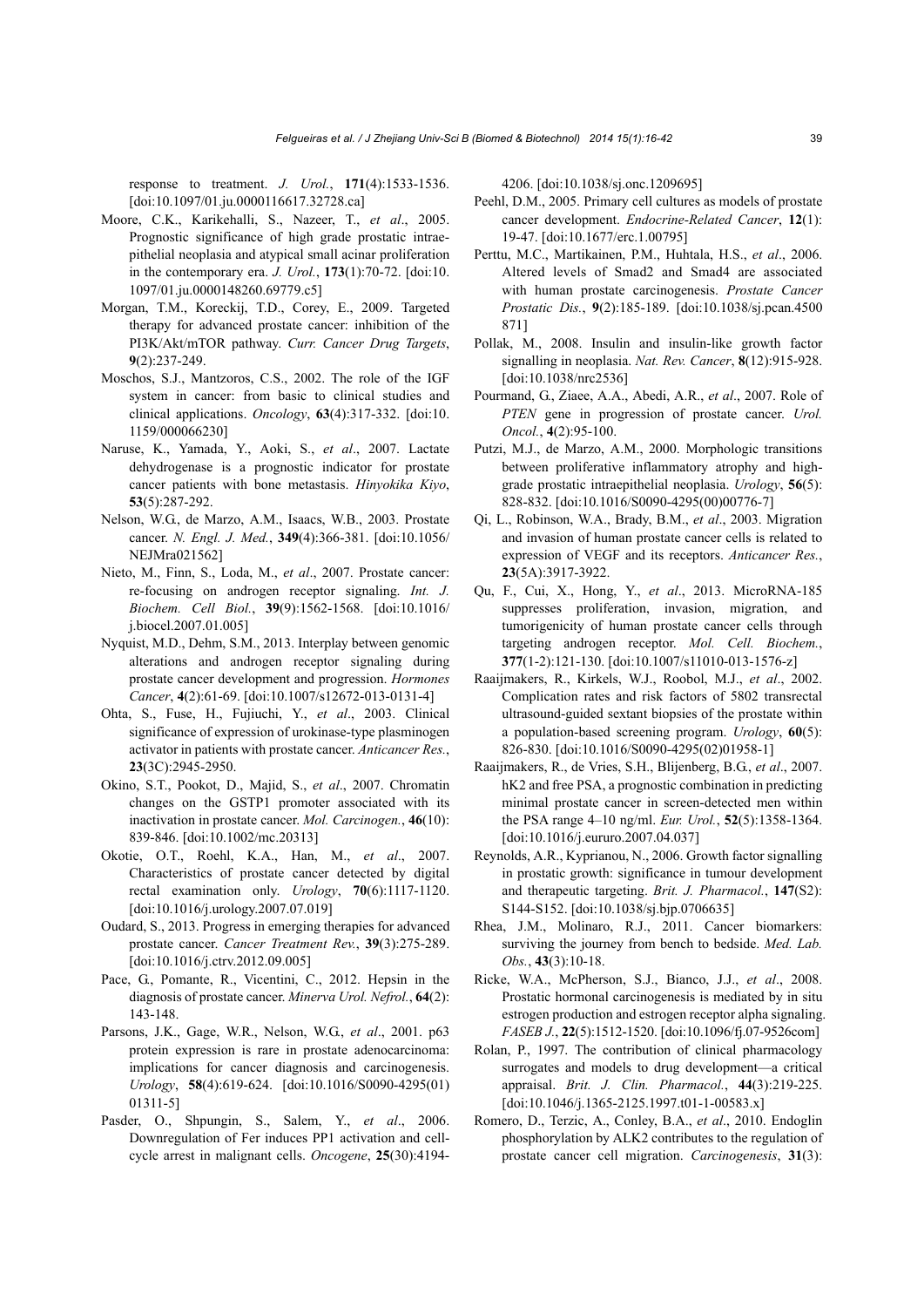response to treatment. *J. Urol.*, **171**(4):1533-1536. [doi:10.1097/01.ju.0000116617.32728.ca]

Moore, C.K., Karikehalli, S., Nazeer, T., *et al*., 2005. Prognostic significance of high grade prostatic intraepithelial neoplasia and atypical small acinar proliferation in the contemporary era. *J. Urol.*, **173**(1):70-72. [doi:10.1097/01.ju.0000148260.69779.c5]

Morgan, T.M., Koreckij, T.D., Corey, E., 2009. Targeted therapy for advanced prostate cancer: inhibition of the PI3K/Akt/mTOR pathway. *Curr. Cancer Drug Targets*, **9**(2):237-249.

Moschos, S.J., Mantzoros, C.S., 2002. The role of the IGF system in cancer: from basic to clinical studies and clinical applications. *Oncology*, **63**(4):317-332. [doi:10.1159/000066230]

Naruse, K., Yamada, Y., Aoki, S., *et al*., 2007. Lactate dehydrogenase is a prognostic indicator for prostate cancer patients with bone metastasis. *Hinyokika Kiyo*, **53**(5):287-292.

Nelson, W.G., de Marzo, A.M., Isaacs, W.B., 2003. Prostate cancer. *N. Engl. J. Med.*, **349**(4):366-381. [doi:10.1056/NEJMra021562]

Nieto, M., Finn, S., Loda, M., *et al*., 2007. Prostate cancer: re-focusing on androgen receptor signaling. *Int. J. Biochem. Cell Biol.*, **39**(9):1562-1568. [doi:10.1016/j.biocel.2007.01.005]

Nyquist, M.D., Dehm, S.M., 2013. Interplay between genomic alterations and androgen receptor signaling during prostate cancer development and progression. *Hormones Cancer*, **4**(2):61-69. [doi:10.1007/s12672-013-0131-4]

Ohta, S., Fuse, H., Fujiuchi, Y., *et al*., 2003. Clinical significance of expression of urokinase-type plasminogen activator in patients with prostate cancer. *Anticancer Res.*, **23**(3C):2945-2950.

Okino, S.T., Pookot, D., Majid, S., *et al*., 2007. Chromatin changes on the GSTP1 promoter associated with its inactivation in prostate cancer. *Mol. Carcinogen.*, **46**(10):839-846. [doi:10.1002/mc.20313]

Okotie, O.T., Roehl, K.A., Han, M., *et al*., 2007. Characteristics of prostate cancer detected by digital rectal examination only. *Urology*, **70**(6):1117-1120. [doi:10.1016/j.urology.2007.07.019]

Oudard, S., 2013. Progress in emerging therapies for advanced prostate cancer. *Cancer Treatment Rev.*, **39**(3):275-289. [doi:10.1016/j.ctrv.2012.09.005]

Pace, G., Pomante, R., Vicentini, C., 2012. Hepsin in the diagnosis of prostate cancer. *Minerva Urol. Nefrol.*, **64**(2):143-148.

Parsons, J.K., Gage, W.R., Nelson, W.G., *et al*., 2001. p63 protein expression is rare in prostate adenocarcinoma: implications for cancer diagnosis and carcinogenesis. *Urology*, **58**(4):619-624. [doi:10.1016/S0090-4295(01)01311-5]

Pasder, O., Shpungin, S., Salem, Y., *et al*., 2006. Downregulation of Fer induces PP1 activation and cell-cycle arrest in malignant cells. *Oncogene*, **25**(30):4194-4206. [doi:10.1038/sj.onc.1209695]

Peehl, D.M., 2005. Primary cell cultures as models of prostate cancer development. *Endocrine-Related Cancer*, **12**(1):19-47. [doi:10.1677/erc.1.00795]

Perttu, M.C., Martikainen, P.M., Huhtala, H.S., *et al*., 2006. Altered levels of Smad2 and Smad4 are associated with human prostate carcinogenesis. *Prostate Cancer Prostatic Dis.*, **9**(2):185-189. [doi:10.1038/sj.pcan.4500871]

Pollak, M., 2008. Insulin and insulin-like growth factor signalling in neoplasia. *Nat. Rev. Cancer*, **8**(12):915-928. [doi:10.1038/nrc2536]

Pourmand, G., Ziaee, A.A., Abedi, A.R., *et al*., 2007. Role of *PTEN* gene in progression of prostate cancer. *Urol. Oncol.*, **4**(2):95-100.

Putzi, M.J., de Marzo, A.M., 2000. Morphologic transitions between proliferative inflammatory atrophy and high-grade prostatic intraepithelial neoplasia. *Urology*, **56**(5):828-832. [doi:10.1016/S0090-4295(00)00776-7]

Qi, L., Robinson, W.A., Brady, B.M., *et al*., 2003. Migration and invasion of human prostate cancer cells is related to expression of VEGF and its receptors. *Anticancer Res.*, **23**(5A):3917-3922.

Qu, F., Cui, X., Hong, Y., *et al*., 2013. MicroRNA-185 suppresses proliferation, invasion, migration, and tumorigenicity of human prostate cancer cells through targeting androgen receptor. *Mol. Cell. Biochem.*, **377**(1-2):121-130. [doi:10.1007/s11010-013-1576-z]

Raaijmakers, R., Kirkels, W.J., Roobol, M.J., *et al*., 2002. Complication rates and risk factors of 5802 transrectal ultrasound-guided sextant biopsies of the prostate within a population-based screening program. *Urology*, **60**(5):826-830. [doi:10.1016/S0090-4295(02)01958-1]

Raaijmakers, R., de Vries, S.H., Blijenberg, B.G., *et al*., 2007. hK2 and free PSA, a prognostic combination in predicting minimal prostate cancer in screen-detected men within the PSA range 4–10 ng/ml. *Eur. Urol.*, **52**(5):1358-1364. [doi:10.1016/j.eururo.2007.04.037]

Reynolds, A.R., Kyprianou, N., 2006. Growth factor signalling in prostatic growth: significance in tumour development and therapeutic targeting. *Brit. J. Pharmacol.*, **147**(S2):S144-S152. [doi:10.1038/sj.bjp.0706635]

Rhea, J.M., Molinaro, R.J., 2011. Cancer biomarkers: surviving the journey from bench to bedside. *Med. Lab. Obs.*, **43**(3):10-18.

Ricke, W.A., McPherson, S.J., Bianco, J.J., *et al*., 2008. Prostatic hormonal carcinogenesis is mediated by in situ estrogen production and estrogen receptor alpha signaling. *FASEB J.*, **22**(5):1512-1520. [doi:10.1096/fj.07-9526com]

Rolan, P., 1997. The contribution of clinical pharmacology surrogates and models to drug development—a critical appraisal. *Brit. J. Clin. Pharmacol.*, **44**(3):219-225. [doi:10.1046/j.1365-2125.1997.t01-1-00583.x]

Romero, D., Terzic, A., Conley, B.A., *et al*., 2010. Endoglin phosphorylation by ALK2 contributes to the regulation of prostate cancer cell migration. *Carcinogenesis*, **31**(3):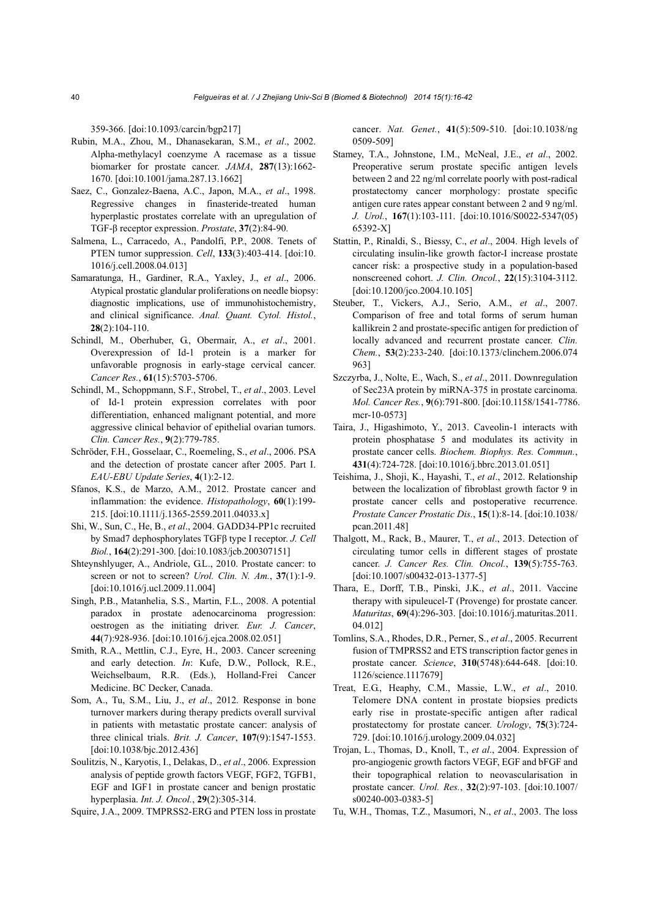359-366. [doi:10.1093/carcin/bgp217]

Rubin, M.A., Zhou, M., Dhanasekaran, S.M., *et al*., 2002. Alpha-methylacyl coenzyme A racemase as a tissue biomarker for prostate cancer. *JAMA*, **287**(13):1662-1670. [doi:10.1001/jama.287.13.1662]

Saez, C., Gonzalez-Baena, A.C., Japon, M.A., *et al*., 1998. Regressive changes in finasteride-treated human hyperplastic prostates correlate with an upregulation of TGF-β receptor expression. *Prostate*, **37**(2):84-90.

Salmena, L., Carracedo, A., Pandolfi, P.P., 2008. Tenets of PTEN tumor suppression. *Cell*, **133**(3):403-414. [doi:10.1016/j.cell.2008.04.013]

Samaratunga, H., Gardiner, R.A., Yaxley, J., *et al*., 2006. Atypical prostatic glandular proliferations on needle biopsy: diagnostic implications, use of immunohistochemistry, and clinical significance. *Anal. Quant. Cytol. Histol.*, **28**(2):104-110.

Schindl, M., Oberhuber, G., Obermair, A., *et al*., 2001. Overexpression of Id-1 protein is a marker for unfavorable prognosis in early-stage cervical cancer. *Cancer Res.*, **61**(15):5703-5706.

Schindl, M., Schoppmann, S.F., Strobel, T., *et al*., 2003. Level of Id-1 protein expression correlates with poor differentiation, enhanced malignant potential, and more aggressive clinical behavior of epithelial ovarian tumors. *Clin. Cancer Res.*, **9**(2):779-785.

Schröder, F.H., Gosselaar, C., Roemeling, S., *et al*., 2006. PSA and the detection of prostate cancer after 2005. Part I. *EAU-EBU Update Series*, **4**(1):2-12.

Sfanos, K.S., de Marzo, A.M., 2012. Prostate cancer and inflammation: the evidence. *Histopathology*, **60**(1):199-215. [doi:10.1111/j.1365-2559.2011.04033.x]

Shi, W., Sun, C., He, B., *et al*., 2004. GADD34-PP1c recruited by Smad7 dephosphorylates TGFβ type I receptor. *J. Cell Biol.*, **164**(2):291-300. [doi:10.1083/jcb.200307151]

Shteynshlyuger, A., Andriole, G.L., 2010. Prostate cancer: to screen or not to screen? *Urol. Clin. N. Am.*, **37**(1):1-9. [doi:10.1016/j.ucl.2009.11.004]

Singh, P.B., Matanhelia, S.S., Martin, F.L., 2008. A potential paradox in prostate adenocarcinoma progression: oestrogen as the initiating driver. *Eur. J. Cancer*, **44**(7):928-936. [doi:10.1016/j.ejca.2008.02.051]

Smith, R.A., Mettlin, C.J., Eyre, H., 2003. Cancer screening and early detection. *In*: Kufe, D.W., Pollock, R.E., Weichselbaum, R.R. (Eds.), Holland-Frei Cancer Medicine. BC Decker, Canada.

Som, A., Tu, S.M., Liu, J., *et al*., 2012. Response in bone turnover markers during therapy predicts overall survival in patients with metastatic prostate cancer: analysis of three clinical trials. *Brit. J. Cancer*, **107**(9):1547-1553. [doi:10.1038/bjc.2012.436]

Soulitzis, N., Karyotis, I., Delakas, D., *et al*., 2006. Expression analysis of peptide growth factors VEGF, FGF2, TGFB1, EGF and IGF1 in prostate cancer and benign prostatic hyperplasia. *Int. J. Oncol.*, **29**(2):305-314.

Squire, J.A., 2009. TMPRSS2-ERG and PTEN loss in prostate cancer. *Nat. Genet.*, **41**(5):509-510. [doi:10.1038/ng0509-509]

Stamey, T.A., Johnstone, I.M., McNeal, J.E., *et al*., 2002. Preoperative serum prostate specific antigen levels between 2 and 22 ng/ml correlate poorly with post-radical prostatectomy cancer morphology: prostate specific antigen cure rates appear constant between 2 and 9 ng/ml. *J. Urol.*, **167**(1):103-111. [doi:10.1016/S0022-5347(05)65392-X]

Stattin, P., Rinaldi, S., Biessy, C., *et al*., 2004. High levels of circulating insulin-like growth factor-I increase prostate cancer risk: a prospective study in a population-based nonscreened cohort. *J. Clin. Oncol.*, **22**(15):3104-3112. [doi:10.1200/jco.2004.10.105]

Steuber, T., Vickers, A.J., Serio, A.M., *et al*., 2007. Comparison of free and total forms of serum human kallikrein 2 and prostate-specific antigen for prediction of locally advanced and recurrent prostate cancer. *Clin. Chem.*, **53**(2):233-240. [doi:10.1373/clinchem.2006.074963]

Szczyrba, J., Nolte, E., Wach, S., *et al*., 2011. Downregulation of Sec23A protein by miRNA-375 in prostate carcinoma. *Mol. Cancer Res.*, **9**(6):791-800. [doi:10.1158/1541-7786.mcr-10-0573]

Taira, J., Higashimoto, Y., 2013. Caveolin-1 interacts with protein phosphatase 5 and modulates its activity in prostate cancer cells. *Biochem. Biophys. Res. Commun.*, **431**(4):724-728. [doi:10.1016/j.bbrc.2013.01.051]

Teishima, J., Shoji, K., Hayashi, T., *et al*., 2012. Relationship between the localization of fibroblast growth factor 9 in prostate cancer cells and postoperative recurrence. *Prostate Cancer Prostatic Dis.*, **15**(1):8-14. [doi:10.1038/pcan.2011.48]

Thalgott, M., Rack, B., Maurer, T., *et al*., 2013. Detection of circulating tumor cells in different stages of prostate cancer. *J. Cancer Res. Clin. Oncol.*, **139**(5):755-763. [doi:10.1007/s00432-013-1377-5]

Thara, E., Dorff, T.B., Pinski, J.K., *et al*., 2011. Vaccine therapy with sipuleucel-T (Provenge) for prostate cancer. *Maturitas*, **69**(4):296-303. [doi:10.1016/j.maturitas.2011.04.012]

Tomlins, S.A., Rhodes, D.R., Perner, S., *et al*., 2005. Recurrent fusion of TMPRSS2 and ETS transcription factor genes in prostate cancer. *Science*, **310**(5748):644-648. [doi:10.1126/science.1117679]

Treat, E.G., Heaphy, C.M., Massie, L.W., *et al*., 2010. Telomere DNA content in prostate biopsies predicts early rise in prostate-specific antigen after radical prostatectomy for prostate cancer. *Urology*, **75**(3):724-729. [doi:10.1016/j.urology.2009.04.032]

Trojan, L., Thomas, D., Knoll, T., *et al*., 2004. Expression of pro-angiogenic growth factors VEGF, EGF and bFGF and their topographical relation to neovascularisation in prostate cancer. *Urol. Res.*, **32**(2):97-103. [doi:10.1007/s00240-003-0383-5]

Tu, W.H., Thomas, T.Z., Masumori, N., *et al*., 2003. The loss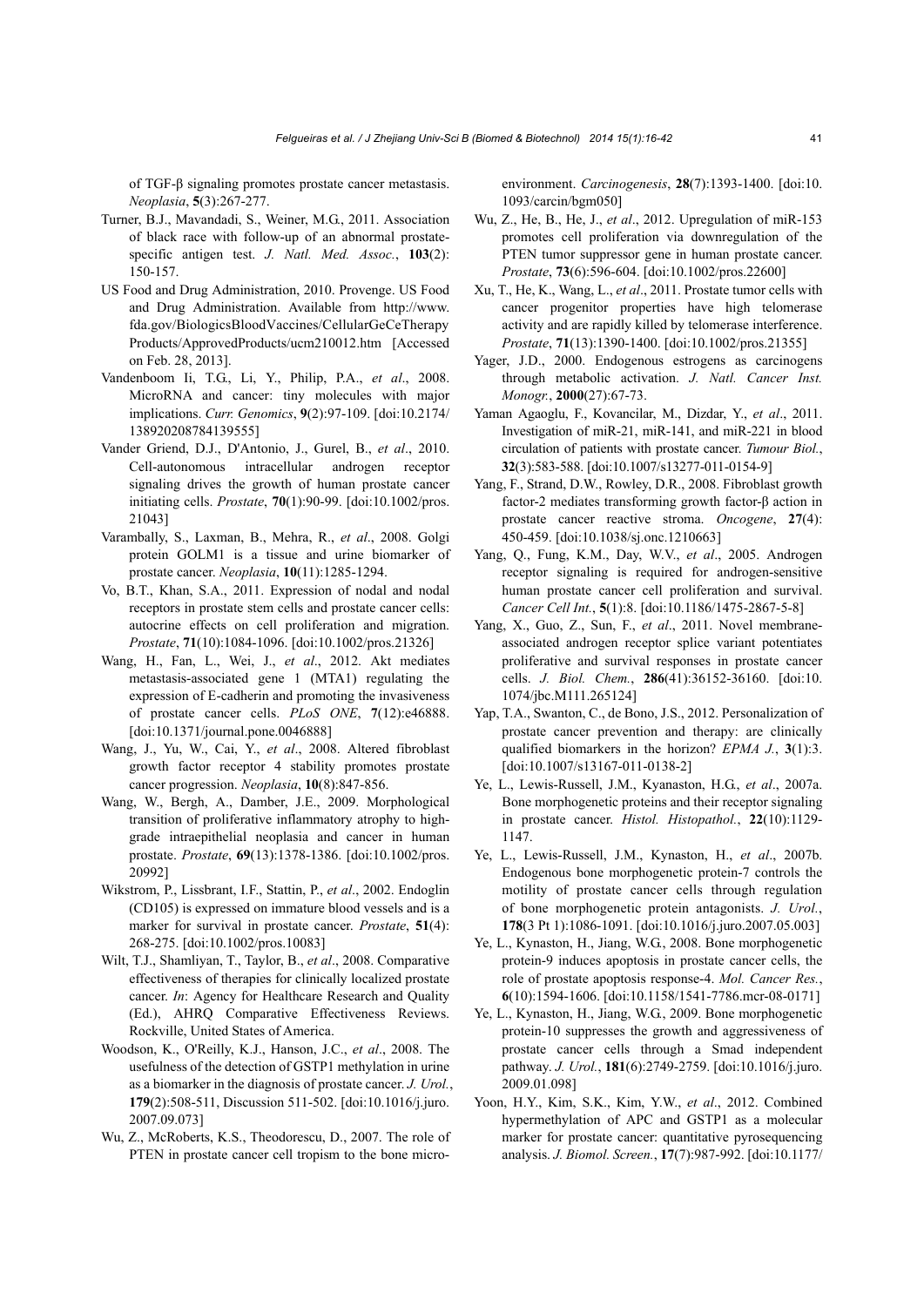of TGF-β signaling promotes prostate cancer metastasis. *Neoplasia*, **5**(3):267-277.

Turner, B.J., Mavandadi, S., Weiner, M.G., 2011. Association of black race with follow-up of an abnormal prostate-specific antigen test. *J. Natl. Med. Assoc.*, **103**(2): 150-157.

US Food and Drug Administration, 2010. Provenge. US Food and Drug Administration. Available from http://www.fda.gov/BiologicsBloodVaccines/CellularGeCeTherapyProducts/ApprovedProducts/ucm210012.htm [Accessed on Feb. 28, 2013].

Vandenboom Ii, T.G., Li, Y., Philip, P.A., *et al*., 2008. MicroRNA and cancer: tiny molecules with major implications. *Curr. Genomics*, **9**(2):97-109. [doi:10.2174/138920208784139555]

Vander Griend, D.J., D'Antonio, J., Gurel, B., *et al*., 2010. Cell-autonomous intracellular androgen receptor signaling drives the growth of human prostate cancer initiating cells. *Prostate*, **70**(1):90-99. [doi:10.1002/pros.21043]

Varambally, S., Laxman, B., Mehra, R., *et al*., 2008. Golgi protein GOLM1 is a tissue and urine biomarker of prostate cancer. *Neoplasia*, **10**(11):1285-1294.

Vo, B.T., Khan, S.A., 2011. Expression of nodal and nodal receptors in prostate stem cells and prostate cancer cells: autocrine effects on cell proliferation and migration. *Prostate*, **71**(10):1084-1096. [doi:10.1002/pros.21326]

Wang, H., Fan, L., Wei, J., *et al*., 2012. Akt mediates metastasis-associated gene 1 (MTA1) regulating the expression of E-cadherin and promoting the invasiveness of prostate cancer cells. *PLoS ONE*, **7**(12):e46888. [doi:10.1371/journal.pone.0046888]

Wang, J., Yu, W., Cai, Y., *et al*., 2008. Altered fibroblast growth factor receptor 4 stability promotes prostate cancer progression. *Neoplasia*, **10**(8):847-856.

Wang, W., Bergh, A., Damber, J.E., 2009. Morphological transition of proliferative inflammatory atrophy to high-grade intraepithelial neoplasia and cancer in human prostate. *Prostate*, **69**(13):1378-1386. [doi:10.1002/pros.20992]

Wikstrom, P., Lissbrant, I.F., Stattin, P., *et al*., 2002. Endoglin (CD105) is expressed on immature blood vessels and is a marker for survival in prostate cancer. *Prostate*, **51**(4): 268-275. [doi:10.1002/pros.10083]

Wilt, T.J., Shamliyan, T., Taylor, B., *et al*., 2008. Comparative effectiveness of therapies for clinically localized prostate cancer. *In*: Agency for Healthcare Research and Quality (Ed.), AHRQ Comparative Effectiveness Reviews. Rockville, United States of America.

Woodson, K., O'Reilly, K.J., Hanson, J.C., *et al*., 2008. The usefulness of the detection of GSTP1 methylation in urine as a biomarker in the diagnosis of prostate cancer. *J. Urol.*, **179**(2):508-511, Discussion 511-502. [doi:10.1016/j.juro.2007.09.073]

Wu, Z., McRoberts, K.S., Theodorescu, D., 2007. The role of PTEN in prostate cancer cell tropism to the bone microenvironment. *Carcinogenesis*, **28**(7):1393-1400. [doi:10.1093/carcin/bgm050]

Wu, Z., He, B., He, J., *et al*., 2012. Upregulation of miR-153 promotes cell proliferation via downregulation of the PTEN tumor suppressor gene in human prostate cancer. *Prostate*, **73**(6):596-604. [doi:10.1002/pros.22600]

Xu, T., He, K., Wang, L., *et al*., 2011. Prostate tumor cells with cancer progenitor properties have high telomerase activity and are rapidly killed by telomerase interference. *Prostate*, **71**(13):1390-1400. [doi:10.1002/pros.21355]

Yager, J.D., 2000. Endogenous estrogens as carcinogens through metabolic activation. *J. Natl. Cancer Inst. Monogr.*, **2000**(27):67-73.

Yaman Agaoglu, F., Kovancilar, M., Dizdar, Y., *et al*., 2011. Investigation of miR-21, miR-141, and miR-221 in blood circulation of patients with prostate cancer. *Tumour Biol.*, **32**(3):583-588. [doi:10.1007/s13277-011-0154-9]

Yang, F., Strand, D.W., Rowley, D.R., 2008. Fibroblast growth factor-2 mediates transforming growth factor-β action in prostate cancer reactive stroma. *Oncogene*, **27**(4): 450-459. [doi:10.1038/sj.onc.1210663]

Yang, Q., Fung, K.M., Day, W.V., *et al*., 2005. Androgen receptor signaling is required for androgen-sensitive human prostate cancer cell proliferation and survival. *Cancer Cell Int.*, **5**(1):8. [doi:10.1186/1475-2867-5-8]

Yang, X., Guo, Z., Sun, F., *et al*., 2011. Novel membrane-associated androgen receptor splice variant potentiates proliferative and survival responses in prostate cancer cells. *J. Biol. Chem.*, **286**(41):36152-36160. [doi:10.1074/jbc.M111.265124]

Yap, T.A., Swanton, C., de Bono, J.S., 2012. Personalization of prostate cancer prevention and therapy: are clinically qualified biomarkers in the horizon? *EPMA J.*, **3**(1):3. [doi:10.1007/s13167-011-0138-2]

Ye, L., Lewis-Russell, J.M., Kyanaston, H.G., *et al*., 2007a. Bone morphogenetic proteins and their receptor signaling in prostate cancer. *Histol. Histopathol.*, **22**(10):1129-1147.

Ye, L., Lewis-Russell, J.M., Kynaston, H., *et al*., 2007b. Endogenous bone morphogenetic protein-7 controls the motility of prostate cancer cells through regulation of bone morphogenetic protein antagonists. *J. Urol.*, **178**(3 Pt 1):1086-1091. [doi:10.1016/j.juro.2007.05.003]

Ye, L., Kynaston, H., Jiang, W.G., 2008. Bone morphogenetic protein-9 induces apoptosis in prostate cancer cells, the role of prostate apoptosis response-4. *Mol. Cancer Res.*, **6**(10):1594-1606. [doi:10.1158/1541-7786.mcr-08-0171]

Ye, L., Kynaston, H., Jiang, W.G., 2009. Bone morphogenetic protein-10 suppresses the growth and aggressiveness of prostate cancer cells through a Smad independent pathway. *J. Urol.*, **181**(6):2749-2759. [doi:10.1016/j.juro.2009.01.098]

Yoon, H.Y., Kim, S.K., Kim, Y.W., *et al*., 2012. Combined hypermethylation of APC and GSTP1 as a molecular marker for prostate cancer: quantitative pyrosequencing analysis. *J. Biomol. Screen.*, **17**(7):987-992. [doi:10.1177/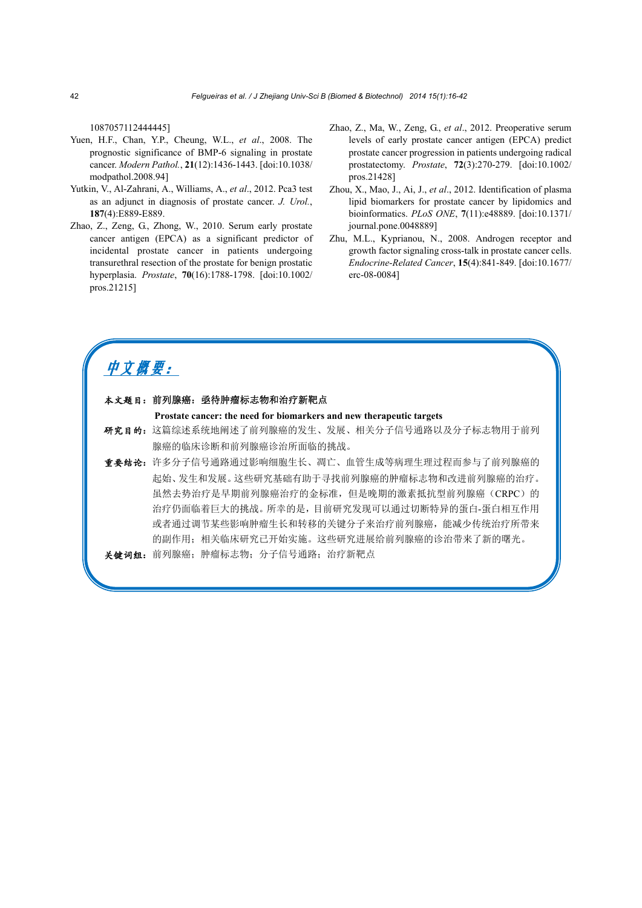1087057112444445]

Yuen, H.F., Chan, Y.P., Cheung, W.L., *et al*., 2008. The prognostic significance of BMP-6 signaling in prostate cancer. *Modern Pathol.*, **21**(12):1436-1443. [doi:10.1038/modpathol.2008.94]

Yutkin, V., Al-Zahrani, A., Williams, A., *et al*., 2012. Pca3 test as an adjunct in diagnosis of prostate cancer. *J. Urol.*, **187**(4):E889-E889.

Zhao, Z., Zeng, G., Zhong, W., 2010. Serum early prostate cancer antigen (EPCA) as a significant predictor of incidental prostate cancer in patients undergoing transurethral resection of the prostate for benign prostatic hyperplasia. *Prostate*, **70**(16):1788-1798. [doi:10.1002/pros.21215]

Zhao, Z., Ma, W., Zeng, G., *et al*., 2012. Preoperative serum levels of early prostate cancer antigen (EPCA) predict prostate cancer progression in patients undergoing radical prostatectomy. *Prostate*, **72**(3):270-279. [doi:10.1002/pros.21428]

Zhou, X., Mao, J., Ai, J., *et al*., 2012. Identification of plasma lipid biomarkers for prostate cancer by lipidomics and bioinformatics. *PLoS ONE*, **7**(11):e48889. [doi:10.1371/journal.pone.0048889]

Zhu, M.L., Kyprianou, N., 2008. Androgen receptor and growth factor signaling cross-talk in prostate cancer cells. *Endocrine-Related Cancer*, **15**(4):841-849. [doi:10.1677/erc-08-0084]

## 中文概要：

**本文题目：** 前列腺癌：亟待肿瘤标志物和治疗新靶点

**Prostate cancer: the need for biomarkers and new therapeutic targets**

**研究目的：** 这篇综述系统地阐述了前列腺癌的发生、发展、相关分子信号通路以及分子标志物用于前列腺癌的临床诊断和前列腺癌诊治所面临的挑战。

**重要结论：** 许多分子信号通路通过影响细胞生长、凋亡、血管生成等病理生理过程而参与了前列腺癌的起始、发生和发展。这些研究基础有助于寻找前列腺癌的肿瘤标志物和改进前列腺癌的治疗。虽然去势治疗是早期前列腺癌治疗的金标准，但是晚期的激素抵抗型前列腺癌（CRPC）的治疗仍面临着巨大的挑战。所幸的是，目前研究发现可以通过切断特异的蛋白-蛋白相互作用或者通过调节某些影响肿瘤生长和转移的关键分子来治疗前列腺癌，能减少传统治疗所带来的副作用；相关临床研究已开始实施。这些研究进展给前列腺癌的诊治带来了新的曙光。

**关键词组：** 前列腺癌；肿瘤标志物；分子信号通路；治疗新靶点